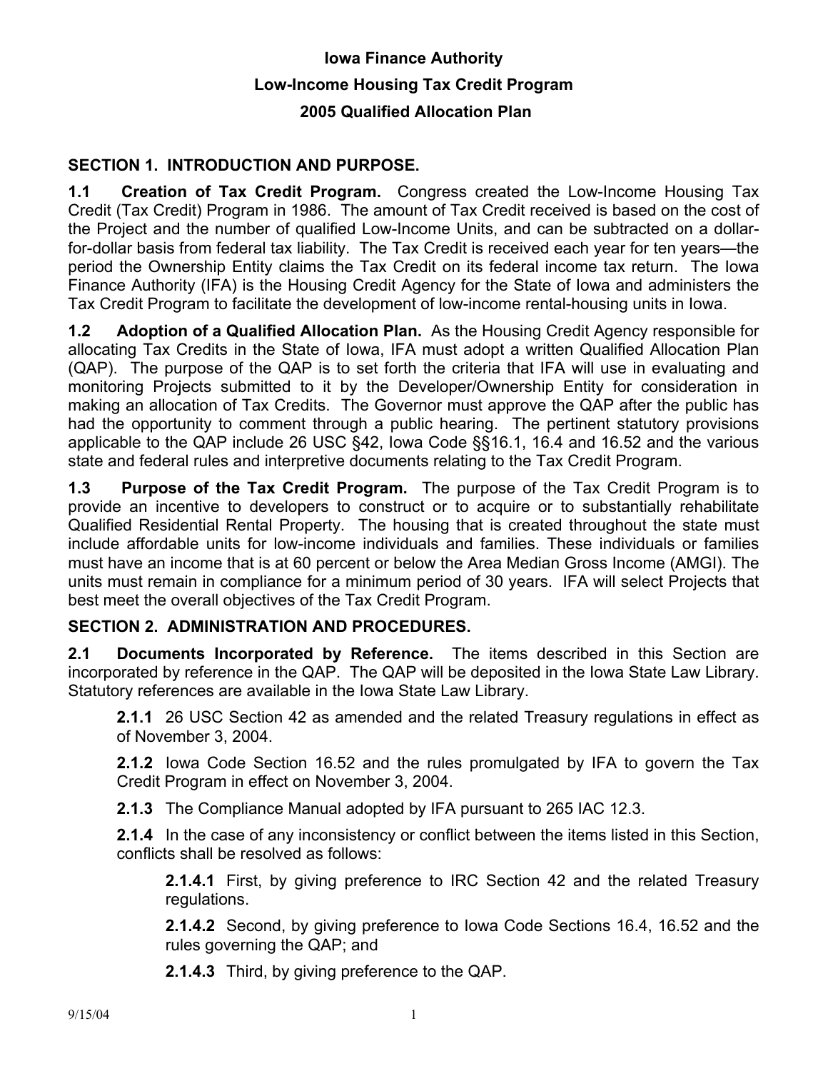# Iowa Finance Authority

## Low-Income Housing Tax Credit Program

## 2005 Qualified Allocation Plan

### SECTION 1. INTRODUCTION AND PURPOSE.

**1.1 Creation of Tax Credit Program.** Congress created the Low-Income Housing Tax Credit (Tax Credit) Program in 1986. The amount of Tax Credit received is based on the cost of the Project and the number of qualified Low-Income Units, and can be subtracted on a dollar-for-dollar basis from federal tax liability. The Tax Credit is received each year for ten years—the period the Ownership Entity claims the Tax Credit on its federal income tax return. The Iowa Finance Authority (IFA) is the Housing Credit Agency for the State of Iowa and administers the Tax Credit Program to facilitate the development of low-income rental-housing units in Iowa.

**1.2 Adoption of a Qualified Allocation Plan.** As the Housing Credit Agency responsible for allocating Tax Credits in the State of Iowa, IFA must adopt a written Qualified Allocation Plan (QAP). The purpose of the QAP is to set forth the criteria that IFA will use in evaluating and monitoring Projects submitted to it by the Developer/Ownership Entity for consideration in making an allocation of Tax Credits. The Governor must approve the QAP after the public has had the opportunity to comment through a public hearing. The pertinent statutory provisions applicable to the QAP include 26 USC §42, Iowa Code §§16.1, 16.4 and 16.52 and the various state and federal rules and interpretive documents relating to the Tax Credit Program.

**1.3 Purpose of the Tax Credit Program.** The purpose of the Tax Credit Program is to provide an incentive to developers to construct or to acquire or to substantially rehabilitate Qualified Residential Rental Property. The housing that is created throughout the state must include affordable units for low-income individuals and families. These individuals or families must have an income that is at 60 percent or below the Area Median Gross Income (AMGI). The units must remain in compliance for a minimum period of 30 years. IFA will select Projects that best meet the overall objectives of the Tax Credit Program.

### SECTION 2. ADMINISTRATION AND PROCEDURES.

**2.1 Documents Incorporated by Reference.** The items described in this Section are incorporated by reference in the QAP. The QAP will be deposited in the Iowa State Law Library. Statutory references are available in the Iowa State Law Library.

**2.1.1** 26 USC Section 42 as amended and the related Treasury regulations in effect as of November 3, 2004.

**2.1.2** Iowa Code Section 16.52 and the rules promulgated by IFA to govern the Tax Credit Program in effect on November 3, 2004.

**2.1.3** The Compliance Manual adopted by IFA pursuant to 265 IAC 12.3.

**2.1.4** In the case of any inconsistency or conflict between the items listed in this Section, conflicts shall be resolved as follows:

**2.1.4.1** First, by giving preference to IRC Section 42 and the related Treasury regulations.

**2.1.4.2** Second, by giving preference to Iowa Code Sections 16.4, 16.52 and the rules governing the QAP; and

**2.1.4.3** Third, by giving preference to the QAP.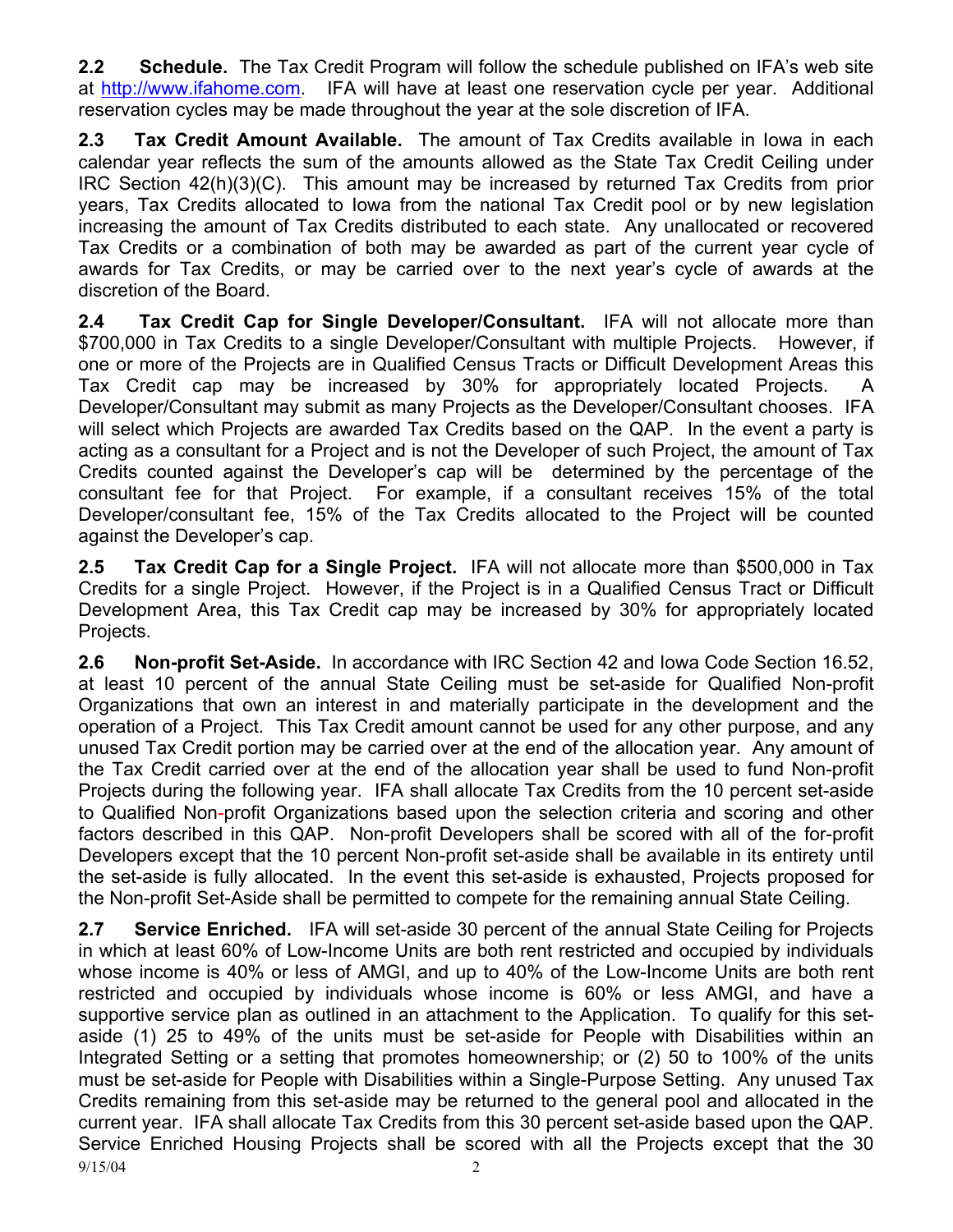**2.2 Schedule.** The Tax Credit Program will follow the schedule published on IFA's web site at http://www.ifahome.com. IFA will have at least one reservation cycle per year. Additional reservation cycles may be made throughout the year at the sole discretion of IFA.

**2.3 Tax Credit Amount Available.** The amount of Tax Credits available in Iowa in each calendar year reflects the sum of the amounts allowed as the State Tax Credit Ceiling under IRC Section 42(h)(3)(C). This amount may be increased by returned Tax Credits from prior years, Tax Credits allocated to Iowa from the national Tax Credit pool or by new legislation increasing the amount of Tax Credits distributed to each state. Any unallocated or recovered Tax Credits or a combination of both may be awarded as part of the current year cycle of awards for Tax Credits, or may be carried over to the next year's cycle of awards at the discretion of the Board.

**2.4 Tax Credit Cap for Single Developer/Consultant.** IFA will not allocate more than \$700,000 in Tax Credits to a single Developer/Consultant with multiple Projects. However, if one or more of the Projects are in Qualified Census Tracts or Difficult Development Areas this Tax Credit cap may be increased by 30% for appropriately located Projects. A Developer/Consultant may submit as many Projects as the Developer/Consultant chooses. IFA will select which Projects are awarded Tax Credits based on the QAP. In the event a party is acting as a consultant for a Project and is not the Developer of such Project, the amount of Tax Credits counted against the Developer's cap will be determined by the percentage of the consultant fee for that Project. For example, if a consultant receives 15% of the total Developer/consultant fee, 15% of the Tax Credits allocated to the Project will be counted against the Developer's cap.

**2.5 Tax Credit Cap for a Single Project.** IFA will not allocate more than \$500,000 in Tax Credits for a single Project. However, if the Project is in a Qualified Census Tract or Difficult Development Area, this Tax Credit cap may be increased by 30% for appropriately located Projects.

**2.6 Non-profit Set-Aside.** In accordance with IRC Section 42 and Iowa Code Section 16.52, at least 10 percent of the annual State Ceiling must be set-aside for Qualified Non-profit Organizations that own an interest in and materially participate in the development and the operation of a Project. This Tax Credit amount cannot be used for any other purpose, and any unused Tax Credit portion may be carried over at the end of the allocation year. Any amount of the Tax Credit carried over at the end of the allocation year shall be used to fund Non-profit Projects during the following year. IFA shall allocate Tax Credits from the 10 percent set-aside to Qualified Non-profit Organizations based upon the selection criteria and scoring and other factors described in this QAP. Non-profit Developers shall be scored with all of the for-profit Developers except that the 10 percent Non-profit set-aside shall be available in its entirety until the set-aside is fully allocated. In the event this set-aside is exhausted, Projects proposed for the Non-profit Set-Aside shall be permitted to compete for the remaining annual State Ceiling.

**2.7 Service Enriched.** IFA will set-aside 30 percent of the annual State Ceiling for Projects in which at least 60% of Low-Income Units are both rent restricted and occupied by individuals whose income is 40% or less of AMGI, and up to 40% of the Low-Income Units are both rent restricted and occupied by individuals whose income is 60% or less AMGI, and have a supportive service plan as outlined in an attachment to the Application. To qualify for this set-aside (1) 25 to 49% of the units must be set-aside for People with Disabilities within an Integrated Setting or a setting that promotes homeownership; or (2) 50 to 100% of the units must be set-aside for People with Disabilities within a Single-Purpose Setting. Any unused Tax Credits remaining from this set-aside may be returned to the general pool and allocated in the current year. IFA shall allocate Tax Credits from this 30 percent set-aside based upon the QAP. Service Enriched Housing Projects shall be scored with all the Projects except that the 30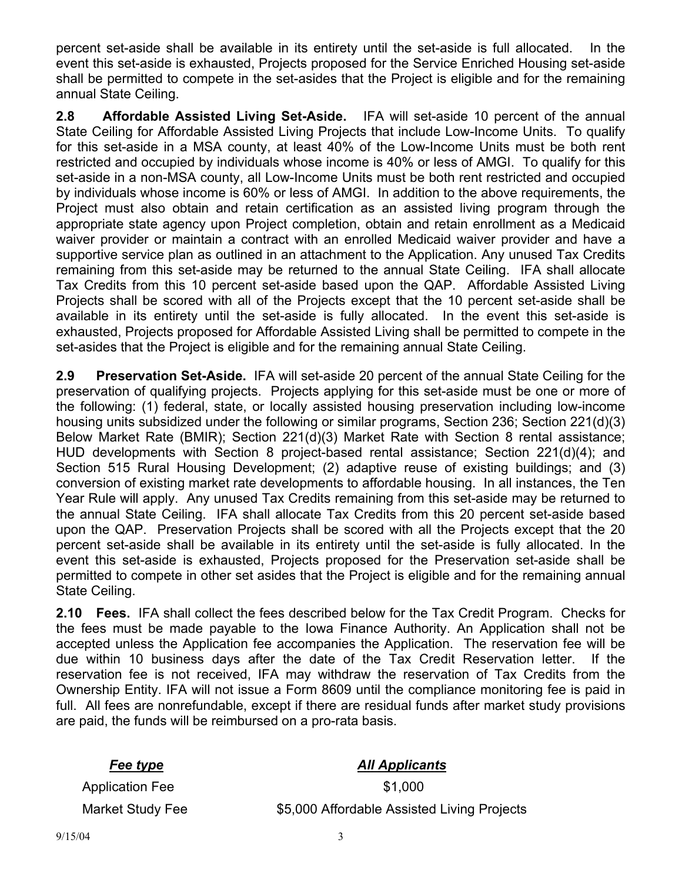percent set-aside shall be available in its entirety until the set-aside is full allocated. In the event this set-aside is exhausted, Projects proposed for the Service Enriched Housing set-aside shall be permitted to compete in the set-asides that the Project is eligible and for the remaining annual State Ceiling.

**2.8 Affordable Assisted Living Set-Aside.** IFA will set-aside 10 percent of the annual State Ceiling for Affordable Assisted Living Projects that include Low-Income Units. To qualify for this set-aside in a MSA county, at least 40% of the Low-Income Units must be both rent restricted and occupied by individuals whose income is 40% or less of AMGI. To qualify for this set-aside in a non-MSA county, all Low-Income Units must be both rent restricted and occupied by individuals whose income is 60% or less of AMGI. In addition to the above requirements, the Project must also obtain and retain certification as an assisted living program through the appropriate state agency upon Project completion, obtain and retain enrollment as a Medicaid waiver provider or maintain a contract with an enrolled Medicaid waiver provider and have a supportive service plan as outlined in an attachment to the Application. Any unused Tax Credits remaining from this set-aside may be returned to the annual State Ceiling. IFA shall allocate Tax Credits from this 10 percent set-aside based upon the QAP. Affordable Assisted Living Projects shall be scored with all of the Projects except that the 10 percent set-aside shall be available in its entirety until the set-aside is fully allocated. In the event this set-aside is exhausted, Projects proposed for Affordable Assisted Living shall be permitted to compete in the set-asides that the Project is eligible and for the remaining annual State Ceiling.

**2.9 Preservation Set-Aside.** IFA will set-aside 20 percent of the annual State Ceiling for the preservation of qualifying projects. Projects applying for this set-aside must be one or more of the following: (1) federal, state, or locally assisted housing preservation including low-income housing units subsidized under the following or similar programs, Section 236; Section 221(d)(3) Below Market Rate (BMIR); Section 221(d)(3) Market Rate with Section 8 rental assistance; HUD developments with Section 8 project-based rental assistance; Section 221(d)(4); and Section 515 Rural Housing Development; (2) adaptive reuse of existing buildings; and (3) conversion of existing market rate developments to affordable housing. In all instances, the Ten Year Rule will apply. Any unused Tax Credits remaining from this set-aside may be returned to the annual State Ceiling. IFA shall allocate Tax Credits from this 20 percent set-aside based upon the QAP. Preservation Projects shall be scored with all the Projects except that the 20 percent set-aside shall be available in its entirety until the set-aside is fully allocated. In the event this set-aside is exhausted, Projects proposed for the Preservation set-aside shall be permitted to compete in other set asides that the Project is eligible and for the remaining annual State Ceiling.

**2.10 Fees.** IFA shall collect the fees described below for the Tax Credit Program. Checks for the fees must be made payable to the Iowa Finance Authority. An Application shall not be accepted unless the Application fee accompanies the Application. The reservation fee will be due within 10 business days after the date of the Tax Credit Reservation letter. If the reservation fee is not received, IFA may withdraw the reservation of Tax Credits from the Ownership Entity. IFA will not issue a Form 8609 until the compliance monitoring fee is paid in full. All fees are nonrefundable, except if there are residual funds after market study provisions are paid, the funds will be reimbursed on a pro-rata basis.

| ***Fee type*** | ***All Applicants*** |
|---|---|
| Application Fee | $1,000 |
| Market Study Fee | $5,000 Affordable Assisted Living Projects |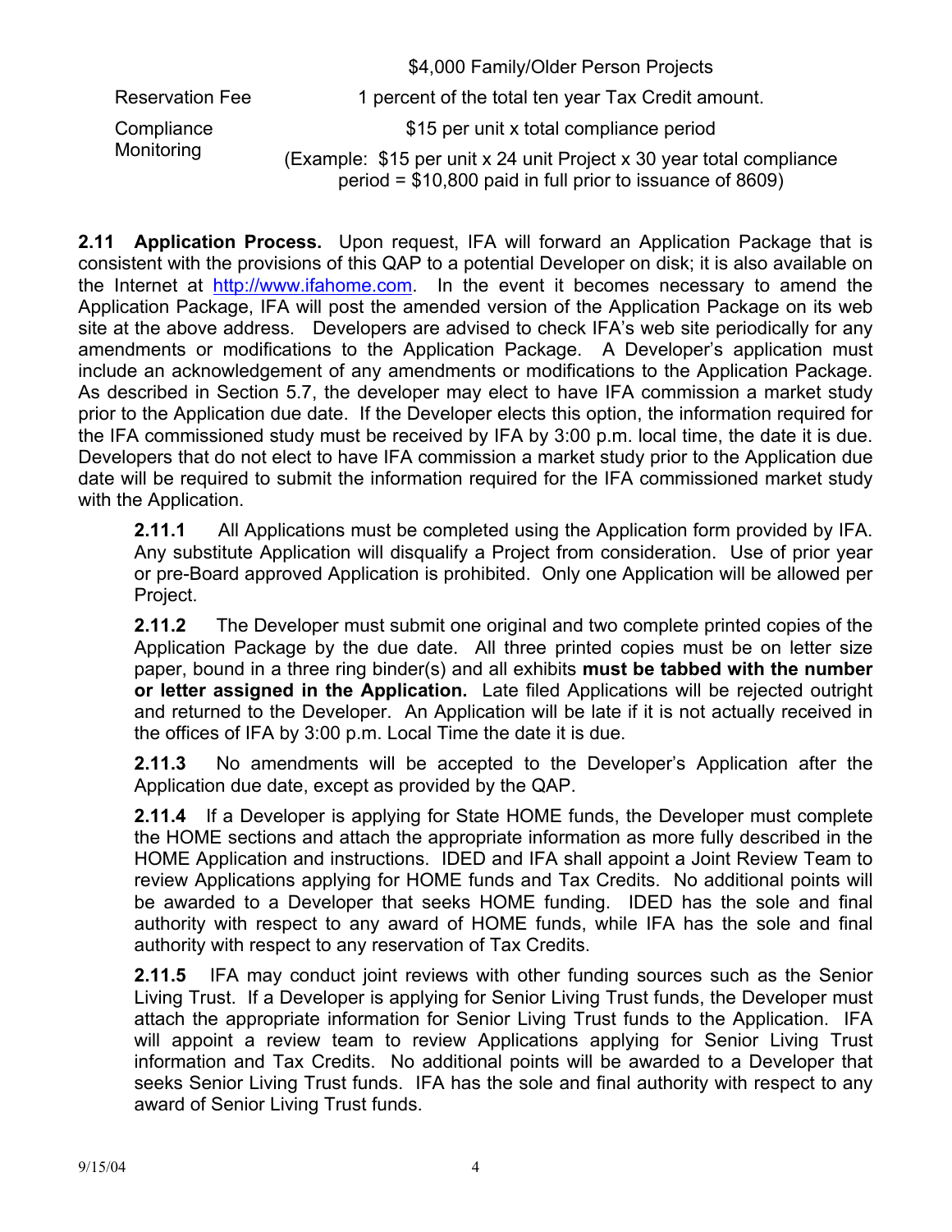| | |
|---|---|
| | $4,000 Family/Older Person Projects |
| Reservation Fee | 1 percent of the total ten year Tax Credit amount. |
| Compliance Monitoring | $15 per unit x total compliance period<br>(Example: $15 per unit x 24 unit Project x 30 year total compliance period = $10,800 paid in full prior to issuance of 8609) |

**2.11 Application Process.** Upon request, IFA will forward an Application Package that is consistent with the provisions of this QAP to a potential Developer on disk; it is also available on the Internet at http://www.ifahome.com. In the event it becomes necessary to amend the Application Package, IFA will post the amended version of the Application Package on its web site at the above address. Developers are advised to check IFA's web site periodically for any amendments or modifications to the Application Package. A Developer's application must include an acknowledgement of any amendments or modifications to the Application Package. As described in Section 5.7, the developer may elect to have IFA commission a market study prior to the Application due date. If the Developer elects this option, the information required for the IFA commissioned study must be received by IFA by 3:00 p.m. local time, the date it is due. Developers that do not elect to have IFA commission a market study prior to the Application due date will be required to submit the information required for the IFA commissioned market study with the Application.

**2.11.1** All Applications must be completed using the Application form provided by IFA. Any substitute Application will disqualify a Project from consideration. Use of prior year or pre-Board approved Application is prohibited. Only one Application will be allowed per Project.

**2.11.2** The Developer must submit one original and two complete printed copies of the Application Package by the due date. All three printed copies must be on letter size paper, bound in a three ring binder(s) and all exhibits **must be tabbed with the number or letter assigned in the Application.** Late filed Applications will be rejected outright and returned to the Developer. An Application will be late if it is not actually received in the offices of IFA by 3:00 p.m. Local Time the date it is due.

**2.11.3** No amendments will be accepted to the Developer's Application after the Application due date, except as provided by the QAP.

**2.11.4** If a Developer is applying for State HOME funds, the Developer must complete the HOME sections and attach the appropriate information as more fully described in the HOME Application and instructions. IDED and IFA shall appoint a Joint Review Team to review Applications applying for HOME funds and Tax Credits. No additional points will be awarded to a Developer that seeks HOME funding. IDED has the sole and final authority with respect to any award of HOME funds, while IFA has the sole and final authority with respect to any reservation of Tax Credits.

**2.11.5** IFA may conduct joint reviews with other funding sources such as the Senior Living Trust. If a Developer is applying for Senior Living Trust funds, the Developer must attach the appropriate information for Senior Living Trust funds to the Application. IFA will appoint a review team to review Applications applying for Senior Living Trust information and Tax Credits. No additional points will be awarded to a Developer that seeks Senior Living Trust funds. IFA has the sole and final authority with respect to any award of Senior Living Trust funds.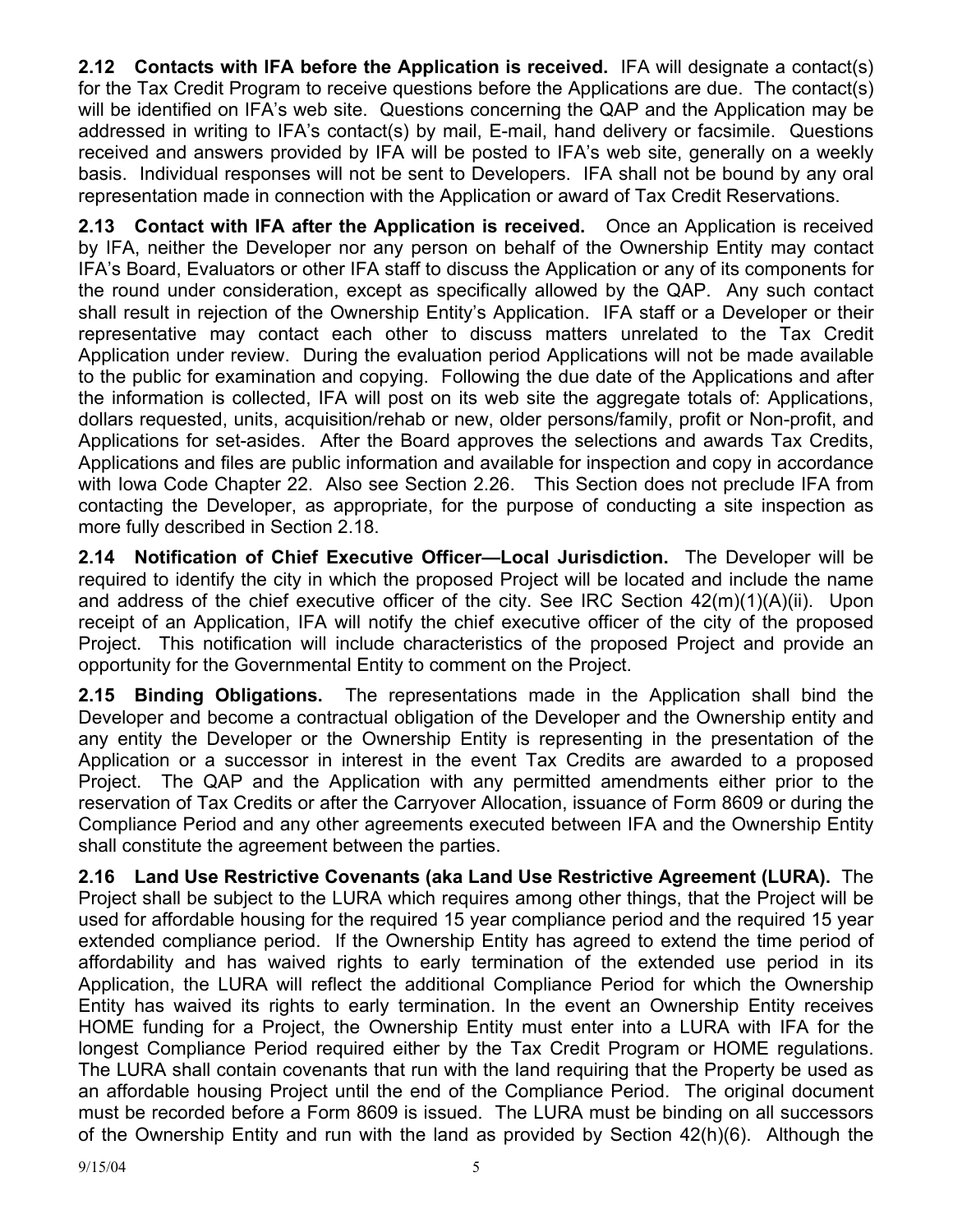**2.12 Contacts with IFA before the Application is received.** IFA will designate a contact(s) for the Tax Credit Program to receive questions before the Applications are due. The contact(s) will be identified on IFA's web site. Questions concerning the QAP and the Application may be addressed in writing to IFA's contact(s) by mail, E-mail, hand delivery or facsimile. Questions received and answers provided by IFA will be posted to IFA's web site, generally on a weekly basis. Individual responses will not be sent to Developers. IFA shall not be bound by any oral representation made in connection with the Application or award of Tax Credit Reservations.

**2.13 Contact with IFA after the Application is received.** Once an Application is received by IFA, neither the Developer nor any person on behalf of the Ownership Entity may contact IFA's Board, Evaluators or other IFA staff to discuss the Application or any of its components for the round under consideration, except as specifically allowed by the QAP. Any such contact shall result in rejection of the Ownership Entity's Application. IFA staff or a Developer or their representative may contact each other to discuss matters unrelated to the Tax Credit Application under review. During the evaluation period Applications will not be made available to the public for examination and copying. Following the due date of the Applications and after the information is collected, IFA will post on its web site the aggregate totals of: Applications, dollars requested, units, acquisition/rehab or new, older persons/family, profit or Non-profit, and Applications for set-asides. After the Board approves the selections and awards Tax Credits, Applications and files are public information and available for inspection and copy in accordance with Iowa Code Chapter 22. Also see Section 2.26. This Section does not preclude IFA from contacting the Developer, as appropriate, for the purpose of conducting a site inspection as more fully described in Section 2.18.

**2.14 Notification of Chief Executive Officer—Local Jurisdiction.** The Developer will be required to identify the city in which the proposed Project will be located and include the name and address of the chief executive officer of the city. See IRC Section 42(m)(1)(A)(ii). Upon receipt of an Application, IFA will notify the chief executive officer of the city of the proposed Project. This notification will include characteristics of the proposed Project and provide an opportunity for the Governmental Entity to comment on the Project.

**2.15 Binding Obligations.** The representations made in the Application shall bind the Developer and become a contractual obligation of the Developer and the Ownership entity and any entity the Developer or the Ownership Entity is representing in the presentation of the Application or a successor in interest in the event Tax Credits are awarded to a proposed Project. The QAP and the Application with any permitted amendments either prior to the reservation of Tax Credits or after the Carryover Allocation, issuance of Form 8609 or during the Compliance Period and any other agreements executed between IFA and the Ownership Entity shall constitute the agreement between the parties.

**2.16 Land Use Restrictive Covenants (aka Land Use Restrictive Agreement (LURA).** The Project shall be subject to the LURA which requires among other things, that the Project will be used for affordable housing for the required 15 year compliance period and the required 15 year extended compliance period. If the Ownership Entity has agreed to extend the time period of affordability and has waived rights to early termination of the extended use period in its Application, the LURA will reflect the additional Compliance Period for which the Ownership Entity has waived its rights to early termination. In the event an Ownership Entity receives HOME funding for a Project, the Ownership Entity must enter into a LURA with IFA for the longest Compliance Period required either by the Tax Credit Program or HOME regulations. The LURA shall contain covenants that run with the land requiring that the Property be used as an affordable housing Project until the end of the Compliance Period. The original document must be recorded before a Form 8609 is issued. The LURA must be binding on all successors of the Ownership Entity and run with the land as provided by Section 42(h)(6). Although the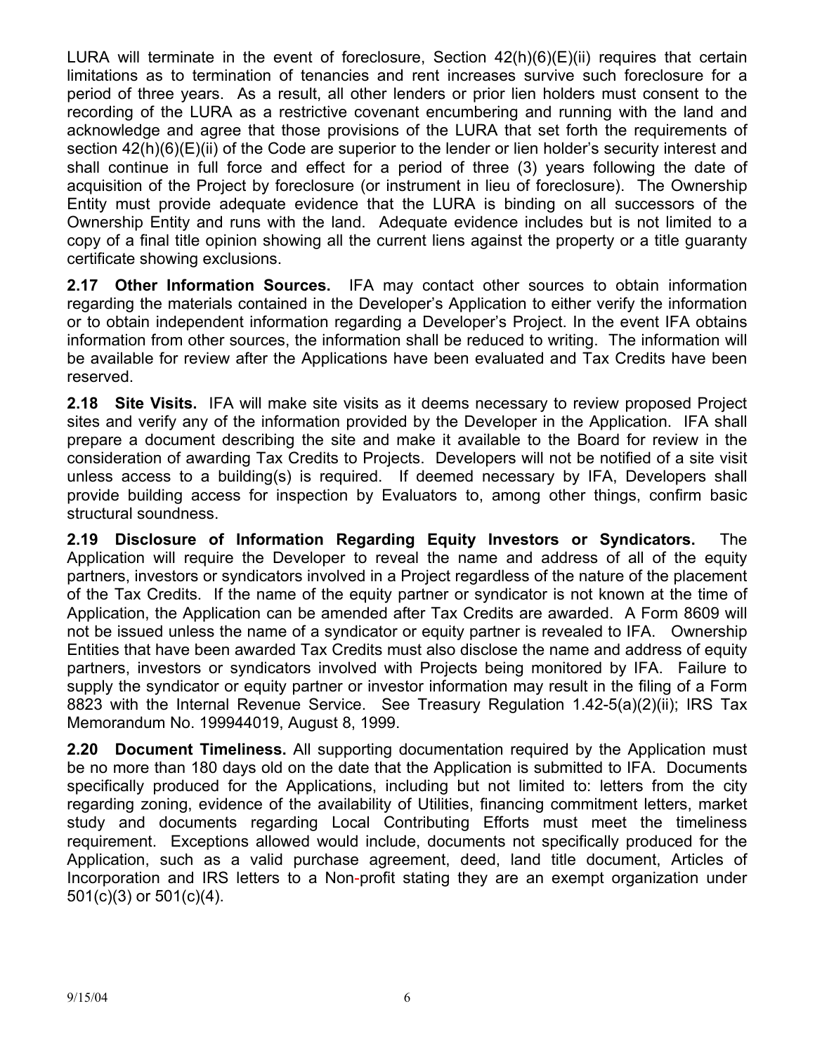LURA will terminate in the event of foreclosure, Section 42(h)(6)(E)(ii) requires that certain limitations as to termination of tenancies and rent increases survive such foreclosure for a period of three years. As a result, all other lenders or prior lien holders must consent to the recording of the LURA as a restrictive covenant encumbering and running with the land and acknowledge and agree that those provisions of the LURA that set forth the requirements of section 42(h)(6)(E)(ii) of the Code are superior to the lender or lien holder's security interest and shall continue in full force and effect for a period of three (3) years following the date of acquisition of the Project by foreclosure (or instrument in lieu of foreclosure). The Ownership Entity must provide adequate evidence that the LURA is binding on all successors of the Ownership Entity and runs with the land. Adequate evidence includes but is not limited to a copy of a final title opinion showing all the current liens against the property or a title guaranty certificate showing exclusions.

**2.17 Other Information Sources.** IFA may contact other sources to obtain information regarding the materials contained in the Developer's Application to either verify the information or to obtain independent information regarding a Developer's Project. In the event IFA obtains information from other sources, the information shall be reduced to writing. The information will be available for review after the Applications have been evaluated and Tax Credits have been reserved.

**2.18 Site Visits.** IFA will make site visits as it deems necessary to review proposed Project sites and verify any of the information provided by the Developer in the Application. IFA shall prepare a document describing the site and make it available to the Board for review in the consideration of awarding Tax Credits to Projects. Developers will not be notified of a site visit unless access to a building(s) is required. If deemed necessary by IFA, Developers shall provide building access for inspection by Evaluators to, among other things, confirm basic structural soundness.

**2.19 Disclosure of Information Regarding Equity Investors or Syndicators.** The Application will require the Developer to reveal the name and address of all of the equity partners, investors or syndicators involved in a Project regardless of the nature of the placement of the Tax Credits. If the name of the equity partner or syndicator is not known at the time of Application, the Application can be amended after Tax Credits are awarded. A Form 8609 will not be issued unless the name of a syndicator or equity partner is revealed to IFA. Ownership Entities that have been awarded Tax Credits must also disclose the name and address of equity partners, investors or syndicators involved with Projects being monitored by IFA. Failure to supply the syndicator or equity partner or investor information may result in the filing of a Form 8823 with the Internal Revenue Service. See Treasury Regulation 1.42-5(a)(2)(ii); IRS Tax Memorandum No. 199944019, August 8, 1999.

**2.20 Document Timeliness.** All supporting documentation required by the Application must be no more than 180 days old on the date that the Application is submitted to IFA. Documents specifically produced for the Applications, including but not limited to: letters from the city regarding zoning, evidence of the availability of Utilities, financing commitment letters, market study and documents regarding Local Contributing Efforts must meet the timeliness requirement. Exceptions allowed would include, documents not specifically produced for the Application, such as a valid purchase agreement, deed, land title document, Articles of Incorporation and IRS letters to a Non-profit stating they are an exempt organization under 501(c)(3) or 501(c)(4).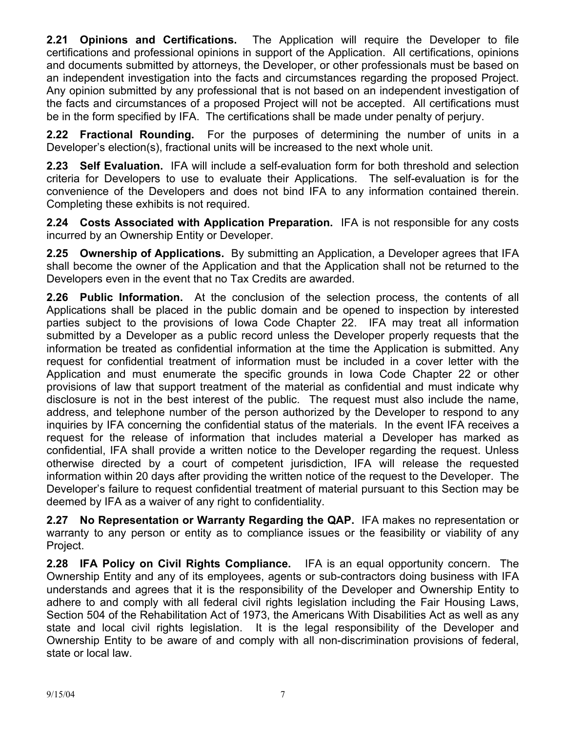**2.21 Opinions and Certifications.** The Application will require the Developer to file certifications and professional opinions in support of the Application. All certifications, opinions and documents submitted by attorneys, the Developer, or other professionals must be based on an independent investigation into the facts and circumstances regarding the proposed Project. Any opinion submitted by any professional that is not based on an independent investigation of the facts and circumstances of a proposed Project will not be accepted. All certifications must be in the form specified by IFA. The certifications shall be made under penalty of perjury.

**2.22 Fractional Rounding.** For the purposes of determining the number of units in a Developer's election(s), fractional units will be increased to the next whole unit.

**2.23 Self Evaluation.** IFA will include a self-evaluation form for both threshold and selection criteria for Developers to use to evaluate their Applications. The self-evaluation is for the convenience of the Developers and does not bind IFA to any information contained therein. Completing these exhibits is not required.

**2.24 Costs Associated with Application Preparation.** IFA is not responsible for any costs incurred by an Ownership Entity or Developer.

**2.25 Ownership of Applications.** By submitting an Application, a Developer agrees that IFA shall become the owner of the Application and that the Application shall not be returned to the Developers even in the event that no Tax Credits are awarded.

**2.26 Public Information.** At the conclusion of the selection process, the contents of all Applications shall be placed in the public domain and be opened to inspection by interested parties subject to the provisions of Iowa Code Chapter 22. IFA may treat all information submitted by a Developer as a public record unless the Developer properly requests that the information be treated as confidential information at the time the Application is submitted. Any request for confidential treatment of information must be included in a cover letter with the Application and must enumerate the specific grounds in Iowa Code Chapter 22 or other provisions of law that support treatment of the material as confidential and must indicate why disclosure is not in the best interest of the public. The request must also include the name, address, and telephone number of the person authorized by the Developer to respond to any inquiries by IFA concerning the confidential status of the materials. In the event IFA receives a request for the release of information that includes material a Developer has marked as confidential, IFA shall provide a written notice to the Developer regarding the request. Unless otherwise directed by a court of competent jurisdiction, IFA will release the requested information within 20 days after providing the written notice of the request to the Developer. The Developer's failure to request confidential treatment of material pursuant to this Section may be deemed by IFA as a waiver of any right to confidentiality.

**2.27 No Representation or Warranty Regarding the QAP.** IFA makes no representation or warranty to any person or entity as to compliance issues or the feasibility or viability of any Project.

**2.28 IFA Policy on Civil Rights Compliance.** IFA is an equal opportunity concern. The Ownership Entity and any of its employees, agents or sub-contractors doing business with IFA understands and agrees that it is the responsibility of the Developer and Ownership Entity to adhere to and comply with all federal civil rights legislation including the Fair Housing Laws, Section 504 of the Rehabilitation Act of 1973, the Americans With Disabilities Act as well as any state and local civil rights legislation. It is the legal responsibility of the Developer and Ownership Entity to be aware of and comply with all non-discrimination provisions of federal, state or local law.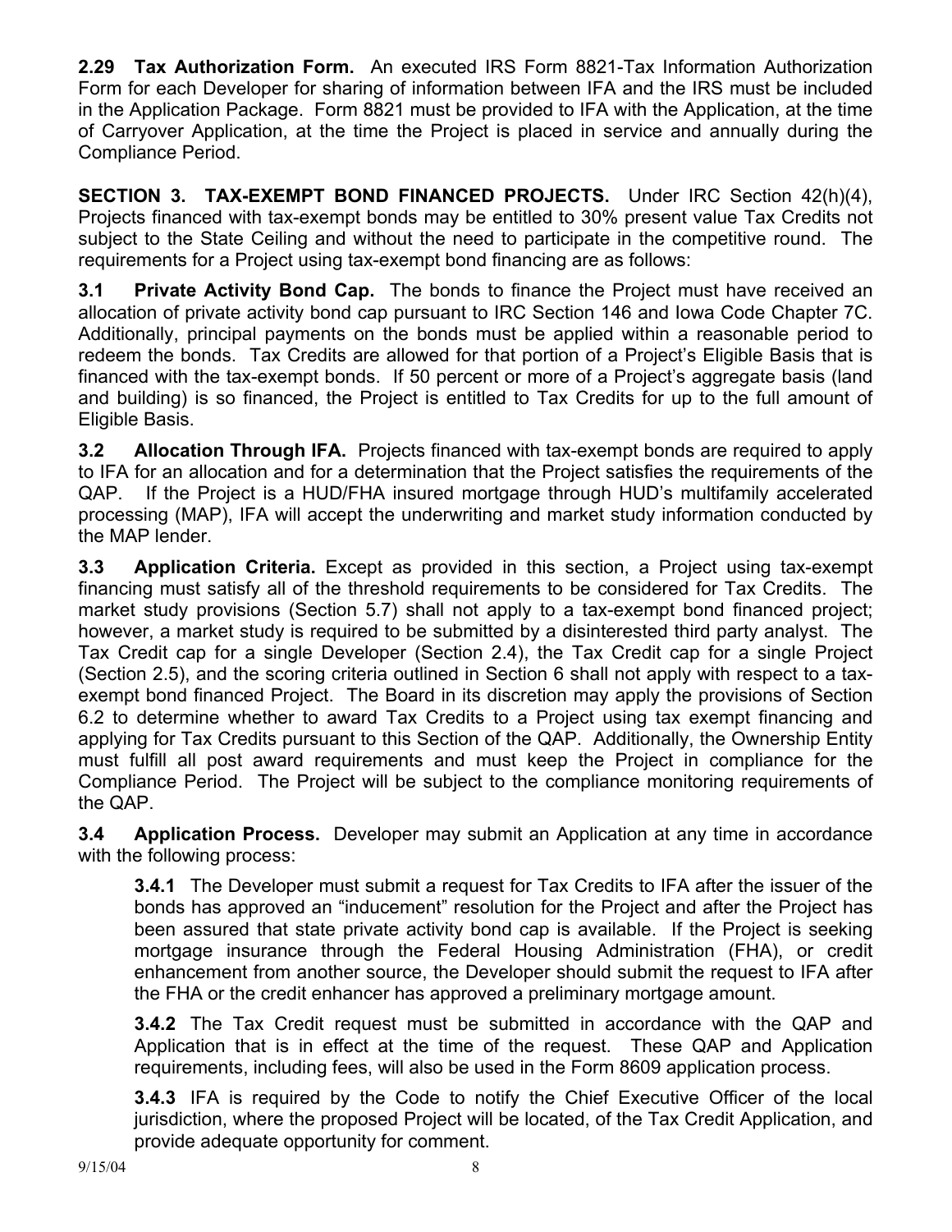**2.29 Tax Authorization Form.** An executed IRS Form 8821-Tax Information Authorization Form for each Developer for sharing of information between IFA and the IRS must be included in the Application Package. Form 8821 must be provided to IFA with the Application, at the time of Carryover Application, at the time the Project is placed in service and annually during the Compliance Period.

**SECTION 3. TAX-EXEMPT BOND FINANCED PROJECTS.** Under IRC Section 42(h)(4), Projects financed with tax-exempt bonds may be entitled to 30% present value Tax Credits not subject to the State Ceiling and without the need to participate in the competitive round. The requirements for a Project using tax-exempt bond financing are as follows:

**3.1 Private Activity Bond Cap.** The bonds to finance the Project must have received an allocation of private activity bond cap pursuant to IRC Section 146 and Iowa Code Chapter 7C. Additionally, principal payments on the bonds must be applied within a reasonable period to redeem the bonds. Tax Credits are allowed for that portion of a Project's Eligible Basis that is financed with the tax-exempt bonds. If 50 percent or more of a Project's aggregate basis (land and building) is so financed, the Project is entitled to Tax Credits for up to the full amount of Eligible Basis.

**3.2 Allocation Through IFA.** Projects financed with tax-exempt bonds are required to apply to IFA for an allocation and for a determination that the Project satisfies the requirements of the QAP. If the Project is a HUD/FHA insured mortgage through HUD's multifamily accelerated processing (MAP), IFA will accept the underwriting and market study information conducted by the MAP lender.

**3.3 Application Criteria.** Except as provided in this section, a Project using tax-exempt financing must satisfy all of the threshold requirements to be considered for Tax Credits. The market study provisions (Section 5.7) shall not apply to a tax-exempt bond financed project; however, a market study is required to be submitted by a disinterested third party analyst. The Tax Credit cap for a single Developer (Section 2.4), the Tax Credit cap for a single Project (Section 2.5), and the scoring criteria outlined in Section 6 shall not apply with respect to a tax-exempt bond financed Project. The Board in its discretion may apply the provisions of Section 6.2 to determine whether to award Tax Credits to a Project using tax exempt financing and applying for Tax Credits pursuant to this Section of the QAP. Additionally, the Ownership Entity must fulfill all post award requirements and must keep the Project in compliance for the Compliance Period. The Project will be subject to the compliance monitoring requirements of the QAP.

**3.4 Application Process.** Developer may submit an Application at any time in accordance with the following process:

> **3.4.1** The Developer must submit a request for Tax Credits to IFA after the issuer of the bonds has approved an "inducement" resolution for the Project and after the Project has been assured that state private activity bond cap is available. If the Project is seeking mortgage insurance through the Federal Housing Administration (FHA), or credit enhancement from another source, the Developer should submit the request to IFA after the FHA or the credit enhancer has approved a preliminary mortgage amount.
>
> **3.4.2** The Tax Credit request must be submitted in accordance with the QAP and Application that is in effect at the time of the request. These QAP and Application requirements, including fees, will also be used in the Form 8609 application process.
>
> **3.4.3** IFA is required by the Code to notify the Chief Executive Officer of the local jurisdiction, where the proposed Project will be located, of the Tax Credit Application, and provide adequate opportunity for comment.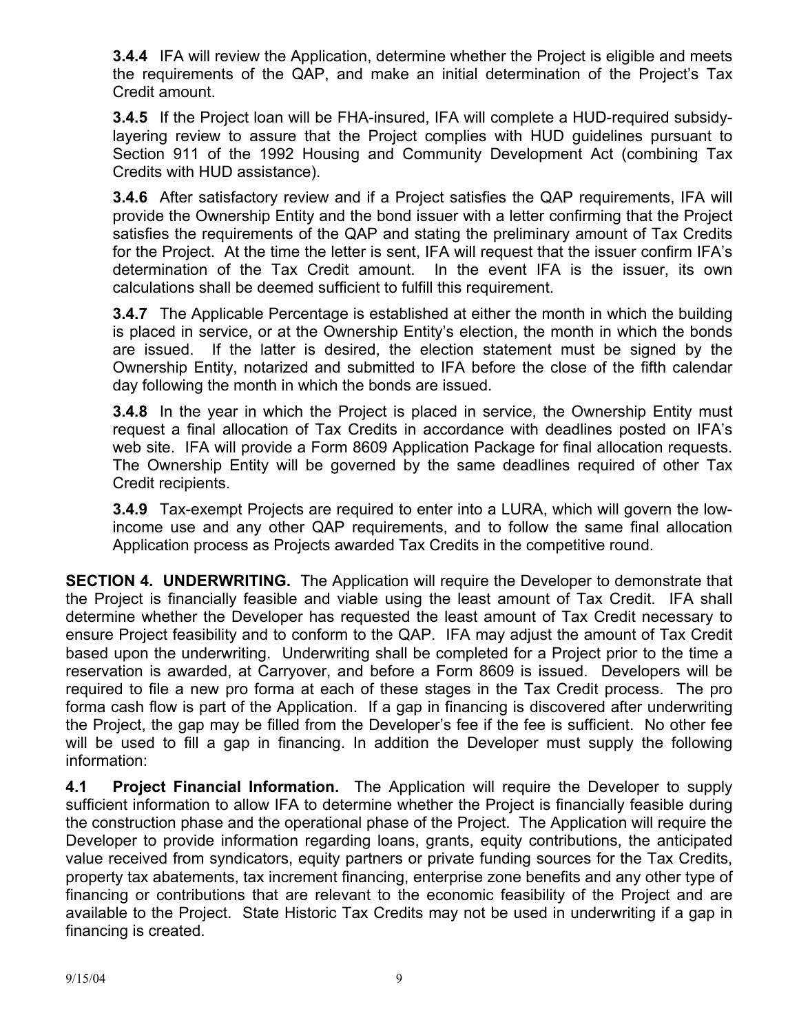**3.4.4** IFA will review the Application, determine whether the Project is eligible and meets the requirements of the QAP, and make an initial determination of the Project's Tax Credit amount.

**3.4.5** If the Project loan will be FHA-insured, IFA will complete a HUD-required subsidy-layering review to assure that the Project complies with HUD guidelines pursuant to Section 911 of the 1992 Housing and Community Development Act (combining Tax Credits with HUD assistance).

**3.4.6** After satisfactory review and if a Project satisfies the QAP requirements, IFA will provide the Ownership Entity and the bond issuer with a letter confirming that the Project satisfies the requirements of the QAP and stating the preliminary amount of Tax Credits for the Project. At the time the letter is sent, IFA will request that the issuer confirm IFA's determination of the Tax Credit amount. In the event IFA is the issuer, its own calculations shall be deemed sufficient to fulfill this requirement.

**3.4.7** The Applicable Percentage is established at either the month in which the building is placed in service, or at the Ownership Entity's election, the month in which the bonds are issued. If the latter is desired, the election statement must be signed by the Ownership Entity, notarized and submitted to IFA before the close of the fifth calendar day following the month in which the bonds are issued.

**3.4.8** In the year in which the Project is placed in service, the Ownership Entity must request a final allocation of Tax Credits in accordance with deadlines posted on IFA's web site. IFA will provide a Form 8609 Application Package for final allocation requests. The Ownership Entity will be governed by the same deadlines required of other Tax Credit recipients.

**3.4.9** Tax-exempt Projects are required to enter into a LURA, which will govern the low-income use and any other QAP requirements, and to follow the same final allocation Application process as Projects awarded Tax Credits in the competitive round.

**SECTION 4. UNDERWRITING.** The Application will require the Developer to demonstrate that the Project is financially feasible and viable using the least amount of Tax Credit. IFA shall determine whether the Developer has requested the least amount of Tax Credit necessary to ensure Project feasibility and to conform to the QAP. IFA may adjust the amount of Tax Credit based upon the underwriting. Underwriting shall be completed for a Project prior to the time a reservation is awarded, at Carryover, and before a Form 8609 is issued. Developers will be required to file a new pro forma at each of these stages in the Tax Credit process. The pro forma cash flow is part of the Application. If a gap in financing is discovered after underwriting the Project, the gap may be filled from the Developer's fee if the fee is sufficient. No other fee will be used to fill a gap in financing. In addition the Developer must supply the following information:

**4.1 Project Financial Information.** The Application will require the Developer to supply sufficient information to allow IFA to determine whether the Project is financially feasible during the construction phase and the operational phase of the Project. The Application will require the Developer to provide information regarding loans, grants, equity contributions, the anticipated value received from syndicators, equity partners or private funding sources for the Tax Credits, property tax abatements, tax increment financing, enterprise zone benefits and any other type of financing or contributions that are relevant to the economic feasibility of the Project and are available to the Project. State Historic Tax Credits may not be used in underwriting if a gap in financing is created.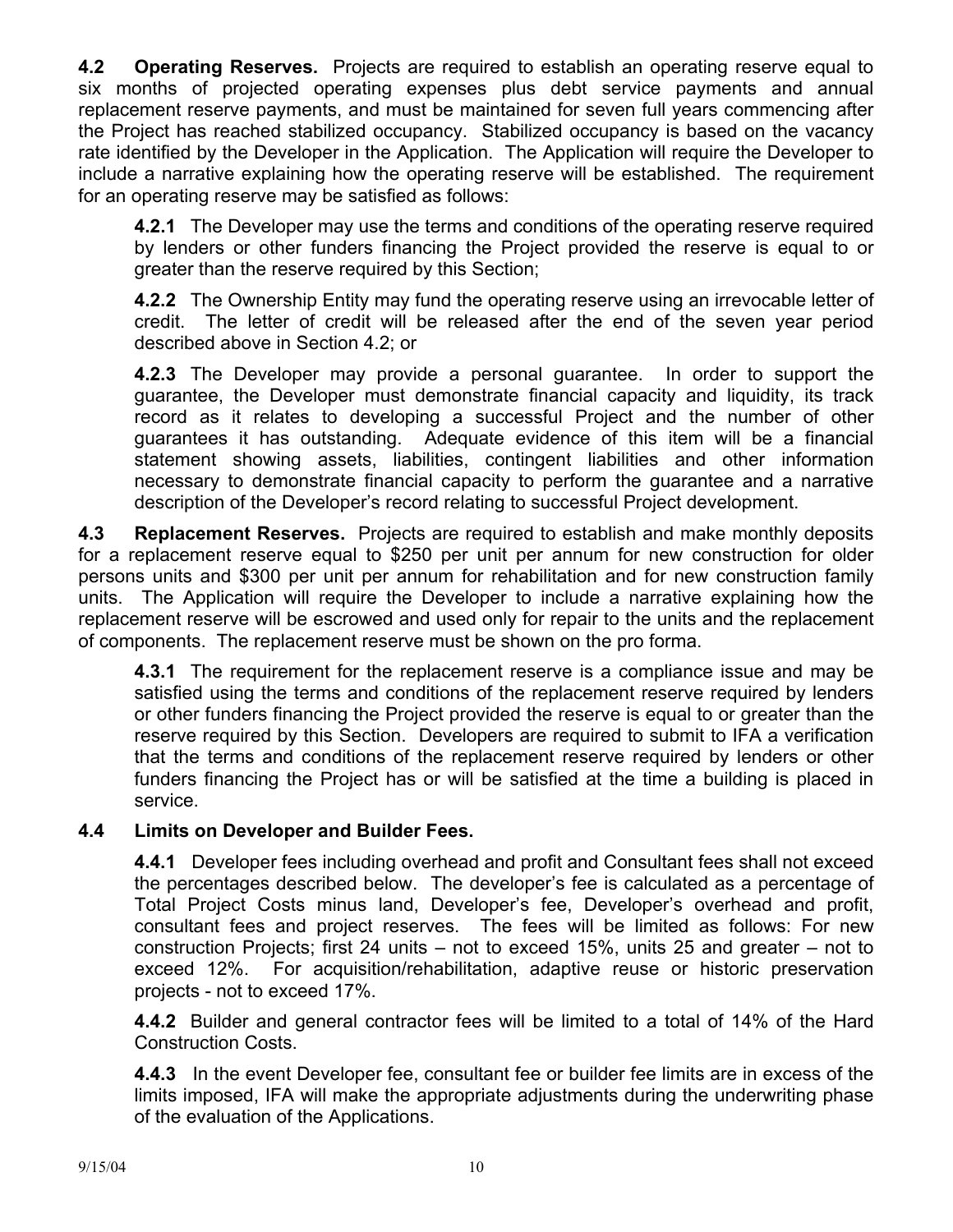**4.2 Operating Reserves.** Projects are required to establish an operating reserve equal to six months of projected operating expenses plus debt service payments and annual replacement reserve payments, and must be maintained for seven full years commencing after the Project has reached stabilized occupancy. Stabilized occupancy is based on the vacancy rate identified by the Developer in the Application. The Application will require the Developer to include a narrative explaining how the operating reserve will be established. The requirement for an operating reserve may be satisfied as follows:

**4.2.1** The Developer may use the terms and conditions of the operating reserve required by lenders or other funders financing the Project provided the reserve is equal to or greater than the reserve required by this Section;

**4.2.2** The Ownership Entity may fund the operating reserve using an irrevocable letter of credit. The letter of credit will be released after the end of the seven year period described above in Section 4.2; or

**4.2.3** The Developer may provide a personal guarantee. In order to support the guarantee, the Developer must demonstrate financial capacity and liquidity, its track record as it relates to developing a successful Project and the number of other guarantees it has outstanding. Adequate evidence of this item will be a financial statement showing assets, liabilities, contingent liabilities and other information necessary to demonstrate financial capacity to perform the guarantee and a narrative description of the Developer's record relating to successful Project development.

**4.3 Replacement Reserves.** Projects are required to establish and make monthly deposits for a replacement reserve equal to $250 per unit per annum for new construction for older persons units and $300 per unit per annum for rehabilitation and for new construction family units. The Application will require the Developer to include a narrative explaining how the replacement reserve will be escrowed and used only for repair to the units and the replacement of components. The replacement reserve must be shown on the pro forma.

**4.3.1** The requirement for the replacement reserve is a compliance issue and may be satisfied using the terms and conditions of the replacement reserve required by lenders or other funders financing the Project provided the reserve is equal to or greater than the reserve required by this Section. Developers are required to submit to IFA a verification that the terms and conditions of the replacement reserve required by lenders or other funders financing the Project has or will be satisfied at the time a building is placed in service.

**4.4 Limits on Developer and Builder Fees.**

**4.4.1** Developer fees including overhead and profit and Consultant fees shall not exceed the percentages described below. The developer's fee is calculated as a percentage of Total Project Costs minus land, Developer's fee, Developer's overhead and profit, consultant fees and project reserves. The fees will be limited as follows: For new construction Projects; first 24 units – not to exceed 15%, units 25 and greater – not to exceed 12%. For acquisition/rehabilitation, adaptive reuse or historic preservation projects - not to exceed 17%.

**4.4.2** Builder and general contractor fees will be limited to a total of 14% of the Hard Construction Costs.

**4.4.3** In the event Developer fee, consultant fee or builder fee limits are in excess of the limits imposed, IFA will make the appropriate adjustments during the underwriting phase of the evaluation of the Applications.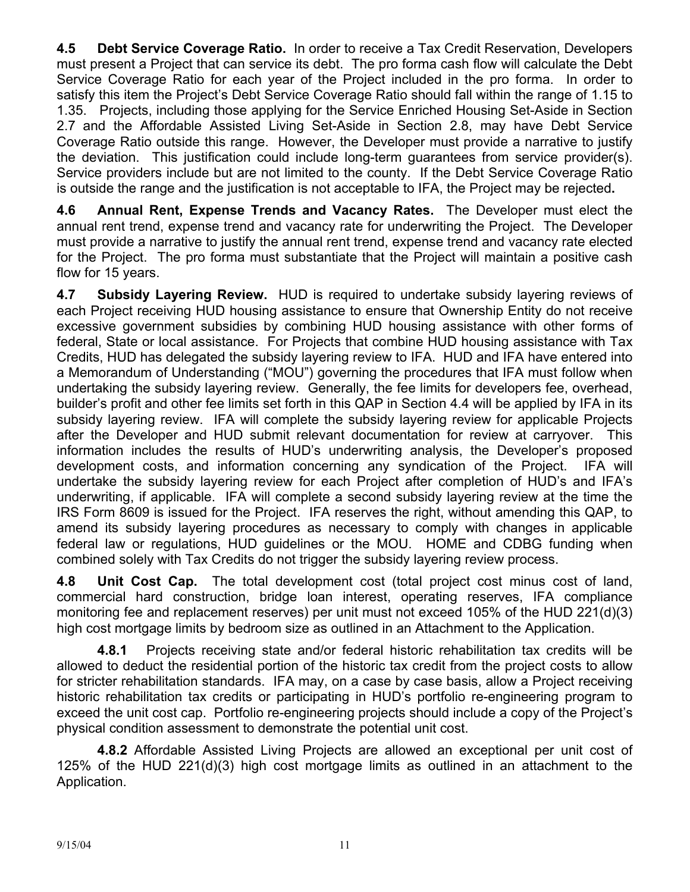**4.5 Debt Service Coverage Ratio.** In order to receive a Tax Credit Reservation, Developers must present a Project that can service its debt. The pro forma cash flow will calculate the Debt Service Coverage Ratio for each year of the Project included in the pro forma. In order to satisfy this item the Project's Debt Service Coverage Ratio should fall within the range of 1.15 to 1.35. Projects, including those applying for the Service Enriched Housing Set-Aside in Section 2.7 and the Affordable Assisted Living Set-Aside in Section 2.8, may have Debt Service Coverage Ratio outside this range. However, the Developer must provide a narrative to justify the deviation. This justification could include long-term guarantees from service provider(s). Service providers include but are not limited to the county. If the Debt Service Coverage Ratio is outside the range and the justification is not acceptable to IFA, the Project may be rejected**.**

**4.6 Annual Rent, Expense Trends and Vacancy Rates.** The Developer must elect the annual rent trend, expense trend and vacancy rate for underwriting the Project. The Developer must provide a narrative to justify the annual rent trend, expense trend and vacancy rate elected for the Project. The pro forma must substantiate that the Project will maintain a positive cash flow for 15 years.

**4.7 Subsidy Layering Review.** HUD is required to undertake subsidy layering reviews of each Project receiving HUD housing assistance to ensure that Ownership Entity do not receive excessive government subsidies by combining HUD housing assistance with other forms of federal, State or local assistance. For Projects that combine HUD housing assistance with Tax Credits, HUD has delegated the subsidy layering review to IFA. HUD and IFA have entered into a Memorandum of Understanding ("MOU") governing the procedures that IFA must follow when undertaking the subsidy layering review. Generally, the fee limits for developers fee, overhead, builder's profit and other fee limits set forth in this QAP in Section 4.4 will be applied by IFA in its subsidy layering review. IFA will complete the subsidy layering review for applicable Projects after the Developer and HUD submit relevant documentation for review at carryover. This information includes the results of HUD's underwriting analysis, the Developer's proposed development costs, and information concerning any syndication of the Project. IFA will undertake the subsidy layering review for each Project after completion of HUD's and IFA's underwriting, if applicable. IFA will complete a second subsidy layering review at the time the IRS Form 8609 is issued for the Project. IFA reserves the right, without amending this QAP, to amend its subsidy layering procedures as necessary to comply with changes in applicable federal law or regulations, HUD guidelines or the MOU. HOME and CDBG funding when combined solely with Tax Credits do not trigger the subsidy layering review process.

**4.8 Unit Cost Cap.** The total development cost (total project cost minus cost of land, commercial hard construction, bridge loan interest, operating reserves, IFA compliance monitoring fee and replacement reserves) per unit must not exceed 105% of the HUD 221(d)(3) high cost mortgage limits by bedroom size as outlined in an Attachment to the Application.

**4.8.1** Projects receiving state and/or federal historic rehabilitation tax credits will be allowed to deduct the residential portion of the historic tax credit from the project costs to allow for stricter rehabilitation standards. IFA may, on a case by case basis, allow a Project receiving historic rehabilitation tax credits or participating in HUD's portfolio re-engineering program to exceed the unit cost cap. Portfolio re-engineering projects should include a copy of the Project's physical condition assessment to demonstrate the potential unit cost.

**4.8.2** Affordable Assisted Living Projects are allowed an exceptional per unit cost of 125% of the HUD 221(d)(3) high cost mortgage limits as outlined in an attachment to the Application.

9/15/04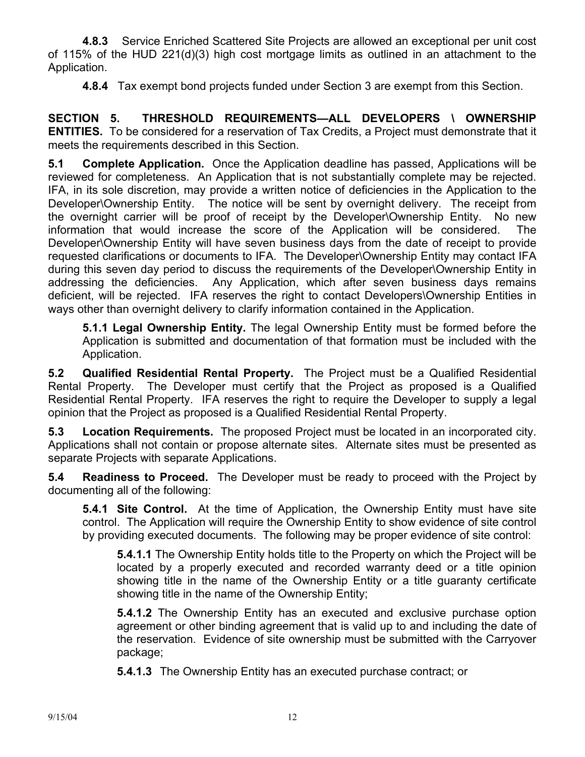**4.8.3** Service Enriched Scattered Site Projects are allowed an exceptional per unit cost of 115% of the HUD 221(d)(3) high cost mortgage limits as outlined in an attachment to the Application.

**4.8.4** Tax exempt bond projects funded under Section 3 are exempt from this Section.

**SECTION 5. THRESHOLD REQUIREMENTS—ALL DEVELOPERS \ OWNERSHIP ENTITIES.** To be considered for a reservation of Tax Credits, a Project must demonstrate that it meets the requirements described in this Section.

**5.1 Complete Application.** Once the Application deadline has passed, Applications will be reviewed for completeness. An Application that is not substantially complete may be rejected. IFA, in its sole discretion, may provide a written notice of deficiencies in the Application to the Developer\Ownership Entity. The notice will be sent by overnight delivery. The receipt from the overnight carrier will be proof of receipt by the Developer\Ownership Entity. No new information that would increase the score of the Application will be considered. The Developer\Ownership Entity will have seven business days from the date of receipt to provide requested clarifications or documents to IFA. The Developer\Ownership Entity may contact IFA during this seven day period to discuss the requirements of the Developer\Ownership Entity in addressing the deficiencies. Any Application, which after seven business days remains deficient, will be rejected. IFA reserves the right to contact Developers\Ownership Entities in ways other than overnight delivery to clarify information contained in the Application.

**5.1.1 Legal Ownership Entity.** The legal Ownership Entity must be formed before the Application is submitted and documentation of that formation must be included with the Application.

**5.2 Qualified Residential Rental Property.** The Project must be a Qualified Residential Rental Property. The Developer must certify that the Project as proposed is a Qualified Residential Rental Property. IFA reserves the right to require the Developer to supply a legal opinion that the Project as proposed is a Qualified Residential Rental Property.

**5.3 Location Requirements.** The proposed Project must be located in an incorporated city. Applications shall not contain or propose alternate sites. Alternate sites must be presented as separate Projects with separate Applications.

**5.4 Readiness to Proceed.** The Developer must be ready to proceed with the Project by documenting all of the following:

**5.4.1 Site Control.** At the time of Application, the Ownership Entity must have site control. The Application will require the Ownership Entity to show evidence of site control by providing executed documents. The following may be proper evidence of site control:

**5.4.1.1** The Ownership Entity holds title to the Property on which the Project will be located by a properly executed and recorded warranty deed or a title opinion showing title in the name of the Ownership Entity or a title guaranty certificate showing title in the name of the Ownership Entity;

**5.4.1.2** The Ownership Entity has an executed and exclusive purchase option agreement or other binding agreement that is valid up to and including the date of the reservation. Evidence of site ownership must be submitted with the Carryover package;

**5.4.1.3** The Ownership Entity has an executed purchase contract; or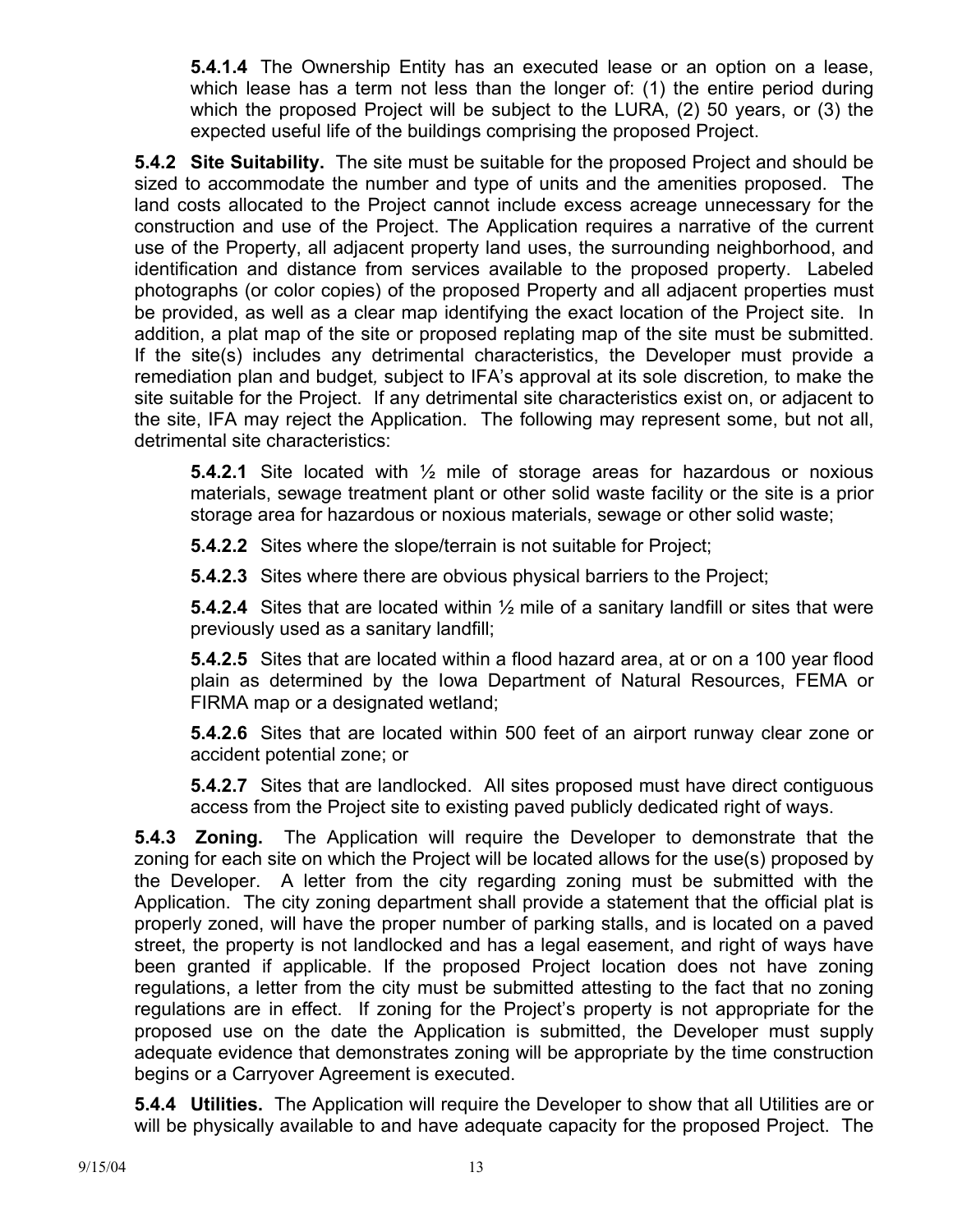**5.4.1.4** The Ownership Entity has an executed lease or an option on a lease, which lease has a term not less than the longer of: (1) the entire period during which the proposed Project will be subject to the LURA, (2) 50 years, or (3) the expected useful life of the buildings comprising the proposed Project.

**5.4.2 Site Suitability.** The site must be suitable for the proposed Project and should be sized to accommodate the number and type of units and the amenities proposed. The land costs allocated to the Project cannot include excess acreage unnecessary for the construction and use of the Project. The Application requires a narrative of the current use of the Property, all adjacent property land uses, the surrounding neighborhood, and identification and distance from services available to the proposed property. Labeled photographs (or color copies) of the proposed Property and all adjacent properties must be provided, as well as a clear map identifying the exact location of the Project site. In addition, a plat map of the site or proposed replating map of the site must be submitted. If the site(s) includes any detrimental characteristics, the Developer must provide a remediation plan and budget*,* subject to IFA's approval at its sole discretion*,* to make the site suitable for the Project. If any detrimental site characteristics exist on, or adjacent to the site, IFA may reject the Application. The following may represent some, but not all, detrimental site characteristics:

**5.4.2.1** Site located with ½ mile of storage areas for hazardous or noxious materials, sewage treatment plant or other solid waste facility or the site is a prior storage area for hazardous or noxious materials, sewage or other solid waste;

**5.4.2.2** Sites where the slope/terrain is not suitable for Project;

**5.4.2.3** Sites where there are obvious physical barriers to the Project;

**5.4.2.4** Sites that are located within ½ mile of a sanitary landfill or sites that were previously used as a sanitary landfill;

**5.4.2.5** Sites that are located within a flood hazard area, at or on a 100 year flood plain as determined by the Iowa Department of Natural Resources, FEMA or FIRMA map or a designated wetland;

**5.4.2.6** Sites that are located within 500 feet of an airport runway clear zone or accident potential zone; or

**5.4.2.7** Sites that are landlocked. All sites proposed must have direct contiguous access from the Project site to existing paved publicly dedicated right of ways.

**5.4.3 Zoning.** The Application will require the Developer to demonstrate that the zoning for each site on which the Project will be located allows for the use(s) proposed by the Developer. A letter from the city regarding zoning must be submitted with the Application. The city zoning department shall provide a statement that the official plat is properly zoned, will have the proper number of parking stalls, and is located on a paved street, the property is not landlocked and has a legal easement, and right of ways have been granted if applicable. If the proposed Project location does not have zoning regulations, a letter from the city must be submitted attesting to the fact that no zoning regulations are in effect. If zoning for the Project's property is not appropriate for the proposed use on the date the Application is submitted, the Developer must supply adequate evidence that demonstrates zoning will be appropriate by the time construction begins or a Carryover Agreement is executed.

**5.4.4 Utilities.** The Application will require the Developer to show that all Utilities are or will be physically available to and have adequate capacity for the proposed Project. The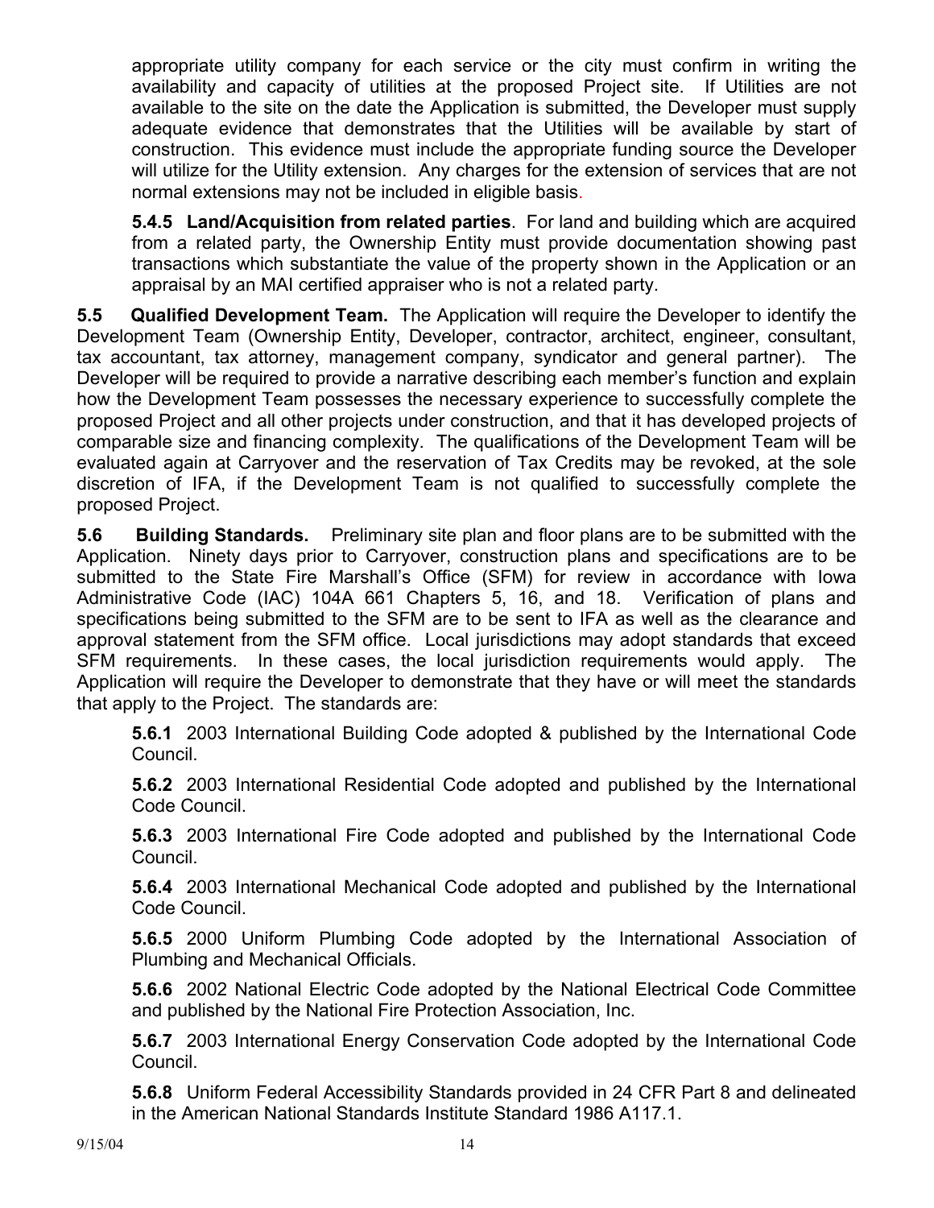appropriate utility company for each service or the city must confirm in writing the availability and capacity of utilities at the proposed Project site. If Utilities are not available to the site on the date the Application is submitted, the Developer must supply adequate evidence that demonstrates that the Utilities will be available by start of construction. This evidence must include the appropriate funding source the Developer will utilize for the Utility extension. Any charges for the extension of services that are not normal extensions may not be included in eligible basis.

**5.4.5 Land/Acquisition from related parties**. For land and building which are acquired from a related party, the Ownership Entity must provide documentation showing past transactions which substantiate the value of the property shown in the Application or an appraisal by an MAI certified appraiser who is not a related party.

**5.5 Qualified Development Team.** The Application will require the Developer to identify the Development Team (Ownership Entity, Developer, contractor, architect, engineer, consultant, tax accountant, tax attorney, management company, syndicator and general partner). The Developer will be required to provide a narrative describing each member's function and explain how the Development Team possesses the necessary experience to successfully complete the proposed Project and all other projects under construction, and that it has developed projects of comparable size and financing complexity. The qualifications of the Development Team will be evaluated again at Carryover and the reservation of Tax Credits may be revoked, at the sole discretion of IFA, if the Development Team is not qualified to successfully complete the proposed Project.

**5.6 Building Standards.** Preliminary site plan and floor plans are to be submitted with the Application. Ninety days prior to Carryover, construction plans and specifications are to be submitted to the State Fire Marshall's Office (SFM) for review in accordance with Iowa Administrative Code (IAC) 104A 661 Chapters 5, 16, and 18. Verification of plans and specifications being submitted to the SFM are to be sent to IFA as well as the clearance and approval statement from the SFM office. Local jurisdictions may adopt standards that exceed SFM requirements. In these cases, the local jurisdiction requirements would apply. The Application will require the Developer to demonstrate that they have or will meet the standards that apply to the Project. The standards are:

**5.6.1** 2003 International Building Code adopted & published by the International Code Council.

**5.6.2** 2003 International Residential Code adopted and published by the International Code Council.

**5.6.3** 2003 International Fire Code adopted and published by the International Code Council.

**5.6.4** 2003 International Mechanical Code adopted and published by the International Code Council.

**5.6.5** 2000 Uniform Plumbing Code adopted by the International Association of Plumbing and Mechanical Officials.

**5.6.6** 2002 National Electric Code adopted by the National Electrical Code Committee and published by the National Fire Protection Association, Inc.

**5.6.7** 2003 International Energy Conservation Code adopted by the International Code Council.

**5.6.8** Uniform Federal Accessibility Standards provided in 24 CFR Part 8 and delineated in the American National Standards Institute Standard 1986 A117.1.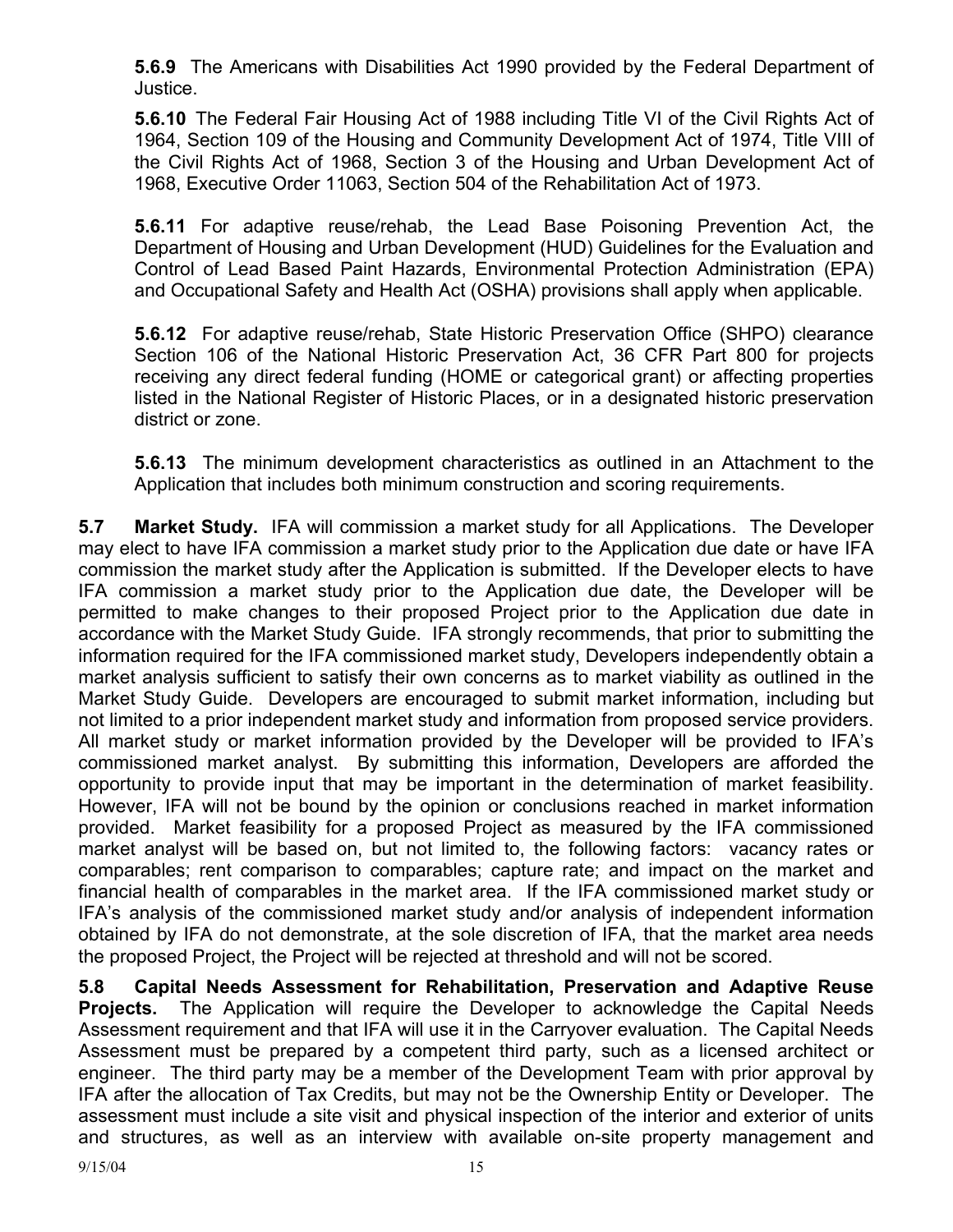**5.6.9** The Americans with Disabilities Act 1990 provided by the Federal Department of Justice.

**5.6.10** The Federal Fair Housing Act of 1988 including Title VI of the Civil Rights Act of 1964, Section 109 of the Housing and Community Development Act of 1974, Title VIII of the Civil Rights Act of 1968, Section 3 of the Housing and Urban Development Act of 1968, Executive Order 11063, Section 504 of the Rehabilitation Act of 1973.

**5.6.11** For adaptive reuse/rehab, the Lead Base Poisoning Prevention Act, the Department of Housing and Urban Development (HUD) Guidelines for the Evaluation and Control of Lead Based Paint Hazards, Environmental Protection Administration (EPA) and Occupational Safety and Health Act (OSHA) provisions shall apply when applicable.

**5.6.12** For adaptive reuse/rehab, State Historic Preservation Office (SHPO) clearance Section 106 of the National Historic Preservation Act, 36 CFR Part 800 for projects receiving any direct federal funding (HOME or categorical grant) or affecting properties listed in the National Register of Historic Places, or in a designated historic preservation district or zone.

**5.6.13** The minimum development characteristics as outlined in an Attachment to the Application that includes both minimum construction and scoring requirements.

**5.7 Market Study.** IFA will commission a market study for all Applications. The Developer may elect to have IFA commission a market study prior to the Application due date or have IFA commission the market study after the Application is submitted. If the Developer elects to have IFA commission a market study prior to the Application due date, the Developer will be permitted to make changes to their proposed Project prior to the Application due date in accordance with the Market Study Guide. IFA strongly recommends, that prior to submitting the information required for the IFA commissioned market study, Developers independently obtain a market analysis sufficient to satisfy their own concerns as to market viability as outlined in the Market Study Guide. Developers are encouraged to submit market information, including but not limited to a prior independent market study and information from proposed service providers. All market study or market information provided by the Developer will be provided to IFA's commissioned market analyst. By submitting this information, Developers are afforded the opportunity to provide input that may be important in the determination of market feasibility. However, IFA will not be bound by the opinion or conclusions reached in market information provided. Market feasibility for a proposed Project as measured by the IFA commissioned market analyst will be based on, but not limited to, the following factors: vacancy rates or comparables; rent comparison to comparables; capture rate; and impact on the market and financial health of comparables in the market area. If the IFA commissioned market study or IFA's analysis of the commissioned market study and/or analysis of independent information obtained by IFA do not demonstrate, at the sole discretion of IFA, that the market area needs the proposed Project, the Project will be rejected at threshold and will not be scored.

**5.8 Capital Needs Assessment for Rehabilitation, Preservation and Adaptive Reuse Projects.** The Application will require the Developer to acknowledge the Capital Needs Assessment requirement and that IFA will use it in the Carryover evaluation. The Capital Needs Assessment must be prepared by a competent third party, such as a licensed architect or engineer. The third party may be a member of the Development Team with prior approval by IFA after the allocation of Tax Credits, but may not be the Ownership Entity or Developer. The assessment must include a site visit and physical inspection of the interior and exterior of units and structures, as well as an interview with available on-site property management and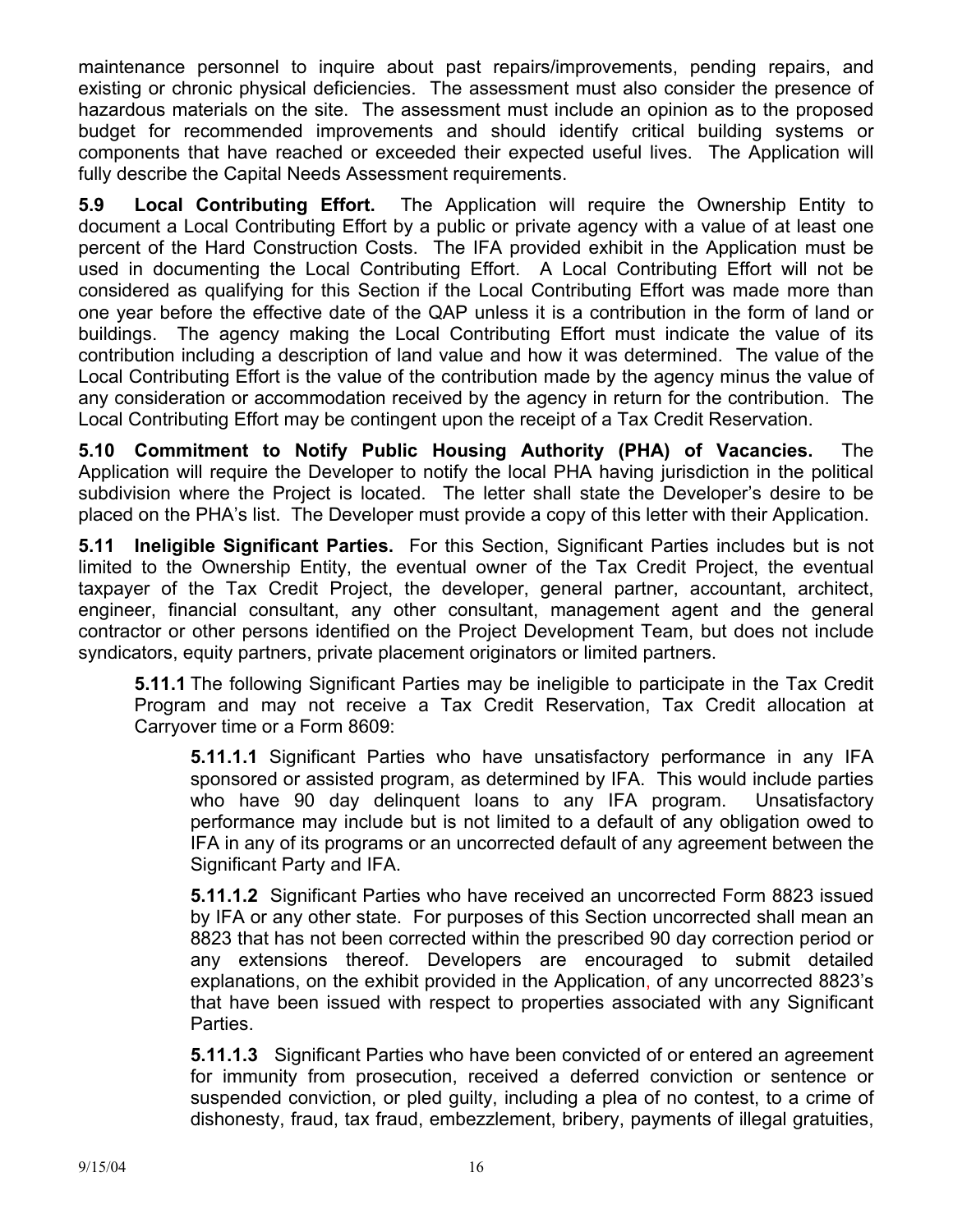maintenance personnel to inquire about past repairs/improvements, pending repairs, and existing or chronic physical deficiencies. The assessment must also consider the presence of hazardous materials on the site. The assessment must include an opinion as to the proposed budget for recommended improvements and should identify critical building systems or components that have reached or exceeded their expected useful lives. The Application will fully describe the Capital Needs Assessment requirements.

**5.9 Local Contributing Effort.** The Application will require the Ownership Entity to document a Local Contributing Effort by a public or private agency with a value of at least one percent of the Hard Construction Costs. The IFA provided exhibit in the Application must be used in documenting the Local Contributing Effort. A Local Contributing Effort will not be considered as qualifying for this Section if the Local Contributing Effort was made more than one year before the effective date of the QAP unless it is a contribution in the form of land or buildings. The agency making the Local Contributing Effort must indicate the value of its contribution including a description of land value and how it was determined. The value of the Local Contributing Effort is the value of the contribution made by the agency minus the value of any consideration or accommodation received by the agency in return for the contribution. The Local Contributing Effort may be contingent upon the receipt of a Tax Credit Reservation.

**5.10 Commitment to Notify Public Housing Authority (PHA) of Vacancies.** The Application will require the Developer to notify the local PHA having jurisdiction in the political subdivision where the Project is located. The letter shall state the Developer's desire to be placed on the PHA's list. The Developer must provide a copy of this letter with their Application.

**5.11 Ineligible Significant Parties.** For this Section, Significant Parties includes but is not limited to the Ownership Entity, the eventual owner of the Tax Credit Project, the eventual taxpayer of the Tax Credit Project, the developer, general partner, accountant, architect, engineer, financial consultant, any other consultant, management agent and the general contractor or other persons identified on the Project Development Team, but does not include syndicators, equity partners, private placement originators or limited partners.

**5.11.1** The following Significant Parties may be ineligible to participate in the Tax Credit Program and may not receive a Tax Credit Reservation, Tax Credit allocation at Carryover time or a Form 8609:

**5.11.1.1** Significant Parties who have unsatisfactory performance in any IFA sponsored or assisted program, as determined by IFA. This would include parties who have 90 day delinquent loans to any IFA program. Unsatisfactory performance may include but is not limited to a default of any obligation owed to IFA in any of its programs or an uncorrected default of any agreement between the Significant Party and IFA.

**5.11.1.2** Significant Parties who have received an uncorrected Form 8823 issued by IFA or any other state. For purposes of this Section uncorrected shall mean an 8823 that has not been corrected within the prescribed 90 day correction period or any extensions thereof. Developers are encouraged to submit detailed explanations, on the exhibit provided in the Application, of any uncorrected 8823's that have been issued with respect to properties associated with any Significant Parties.

**5.11.1.3** Significant Parties who have been convicted of or entered an agreement for immunity from prosecution, received a deferred conviction or sentence or suspended conviction, or pled guilty, including a plea of no contest, to a crime of dishonesty, fraud, tax fraud, embezzlement, bribery, payments of illegal gratuities,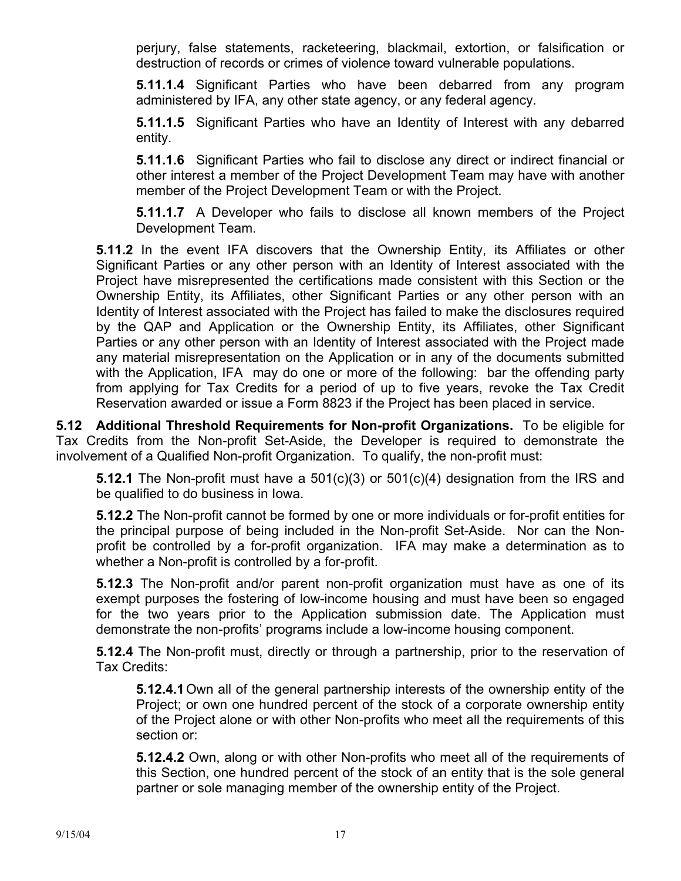perjury, false statements, racketeering, blackmail, extortion, or falsification or destruction of records or crimes of violence toward vulnerable populations.

**5.11.1.4** Significant Parties who have been debarred from any program administered by IFA, any other state agency, or any federal agency.

**5.11.1.5** Significant Parties who have an Identity of Interest with any debarred entity.

**5.11.1.6** Significant Parties who fail to disclose any direct or indirect financial or other interest a member of the Project Development Team may have with another member of the Project Development Team or with the Project.

**5.11.1.7** A Developer who fails to disclose all known members of the Project Development Team.

**5.11.2** In the event IFA discovers that the Ownership Entity, its Affiliates or other Significant Parties or any other person with an Identity of Interest associated with the Project have misrepresented the certifications made consistent with this Section or the Ownership Entity, its Affiliates, other Significant Parties or any other person with an Identity of Interest associated with the Project has failed to make the disclosures required by the QAP and Application or the Ownership Entity, its Affiliates, other Significant Parties or any other person with an Identity of Interest associated with the Project made any material misrepresentation on the Application or in any of the documents submitted with the Application, IFA may do one or more of the following: bar the offending party from applying for Tax Credits for a period of up to five years, revoke the Tax Credit Reservation awarded or issue a Form 8823 if the Project has been placed in service.

**5.12 Additional Threshold Requirements for Non-profit Organizations.** To be eligible for Tax Credits from the Non-profit Set-Aside, the Developer is required to demonstrate the involvement of a Qualified Non-profit Organization. To qualify, the non-profit must:

**5.12.1** The Non-profit must have a 501(c)(3) or 501(c)(4) designation from the IRS and be qualified to do business in Iowa.

**5.12.2** The Non-profit cannot be formed by one or more individuals or for-profit entities for the principal purpose of being included in the Non-profit Set-Aside. Nor can the Non-profit be controlled by a for-profit organization. IFA may make a determination as to whether a Non-profit is controlled by a for-profit.

**5.12.3** The Non-profit and/or parent non-profit organization must have as one of its exempt purposes the fostering of low-income housing and must have been so engaged for the two years prior to the Application submission date. The Application must demonstrate the non-profits' programs include a low-income housing component.

**5.12.4** The Non-profit must, directly or through a partnership, prior to the reservation of Tax Credits:

**5.12.4.1** Own all of the general partnership interests of the ownership entity of the Project; or own one hundred percent of the stock of a corporate ownership entity of the Project alone or with other Non-profits who meet all the requirements of this section or:

**5.12.4.2** Own, along or with other Non-profits who meet all of the requirements of this Section, one hundred percent of the stock of an entity that is the sole general partner or sole managing member of the ownership entity of the Project.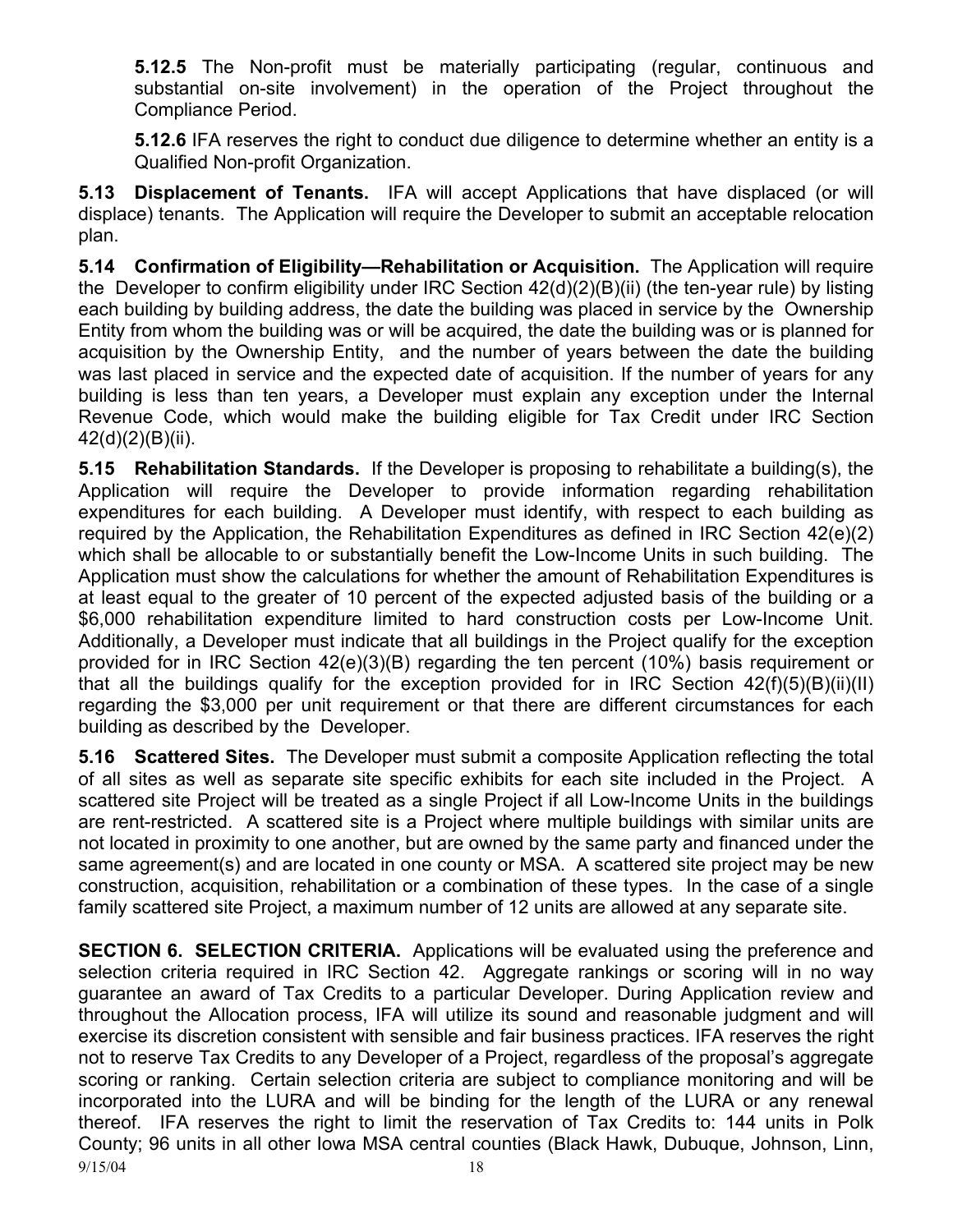**5.12.5** The Non-profit must be materially participating (regular, continuous and substantial on-site involvement) in the operation of the Project throughout the Compliance Period.

**5.12.6** IFA reserves the right to conduct due diligence to determine whether an entity is a Qualified Non-profit Organization.

**5.13 Displacement of Tenants.** IFA will accept Applications that have displaced (or will displace) tenants. The Application will require the Developer to submit an acceptable relocation plan.

**5.14 Confirmation of Eligibility—Rehabilitation or Acquisition.** The Application will require the Developer to confirm eligibility under IRC Section 42(d)(2)(B)(ii) (the ten-year rule) by listing each building by building address, the date the building was placed in service by the Ownership Entity from whom the building was or will be acquired, the date the building was or is planned for acquisition by the Ownership Entity, and the number of years between the date the building was last placed in service and the expected date of acquisition. If the number of years for any building is less than ten years, a Developer must explain any exception under the Internal Revenue Code, which would make the building eligible for Tax Credit under IRC Section 42(d)(2)(B)(ii).

**5.15 Rehabilitation Standards.** If the Developer is proposing to rehabilitate a building(s), the Application will require the Developer to provide information regarding rehabilitation expenditures for each building. A Developer must identify, with respect to each building as required by the Application, the Rehabilitation Expenditures as defined in IRC Section 42(e)(2) which shall be allocable to or substantially benefit the Low-Income Units in such building. The Application must show the calculations for whether the amount of Rehabilitation Expenditures is at least equal to the greater of 10 percent of the expected adjusted basis of the building or a $6,000 rehabilitation expenditure limited to hard construction costs per Low-Income Unit. Additionally, a Developer must indicate that all buildings in the Project qualify for the exception provided for in IRC Section 42(e)(3)(B) regarding the ten percent (10%) basis requirement or that all the buildings qualify for the exception provided for in IRC Section 42(f)(5)(B)(ii)(II) regarding the $3,000 per unit requirement or that there are different circumstances for each building as described by the Developer.

**5.16 Scattered Sites.** The Developer must submit a composite Application reflecting the total of all sites as well as separate site specific exhibits for each site included in the Project. A scattered site Project will be treated as a single Project if all Low-Income Units in the buildings are rent-restricted. A scattered site is a Project where multiple buildings with similar units are not located in proximity to one another, but are owned by the same party and financed under the same agreement(s) and are located in one county or MSA. A scattered site project may be new construction, acquisition, rehabilitation or a combination of these types. In the case of a single family scattered site Project, a maximum number of 12 units are allowed at any separate site.

**SECTION 6. SELECTION CRITERIA.** Applications will be evaluated using the preference and selection criteria required in IRC Section 42. Aggregate rankings or scoring will in no way guarantee an award of Tax Credits to a particular Developer. During Application review and throughout the Allocation process, IFA will utilize its sound and reasonable judgment and will exercise its discretion consistent with sensible and fair business practices. IFA reserves the right not to reserve Tax Credits to any Developer of a Project, regardless of the proposal's aggregate scoring or ranking. Certain selection criteria are subject to compliance monitoring and will be incorporated into the LURA and will be binding for the length of the LURA or any renewal thereof. IFA reserves the right to limit the reservation of Tax Credits to: 144 units in Polk County; 96 units in all other Iowa MSA central counties (Black Hawk, Dubuque, Johnson, Linn,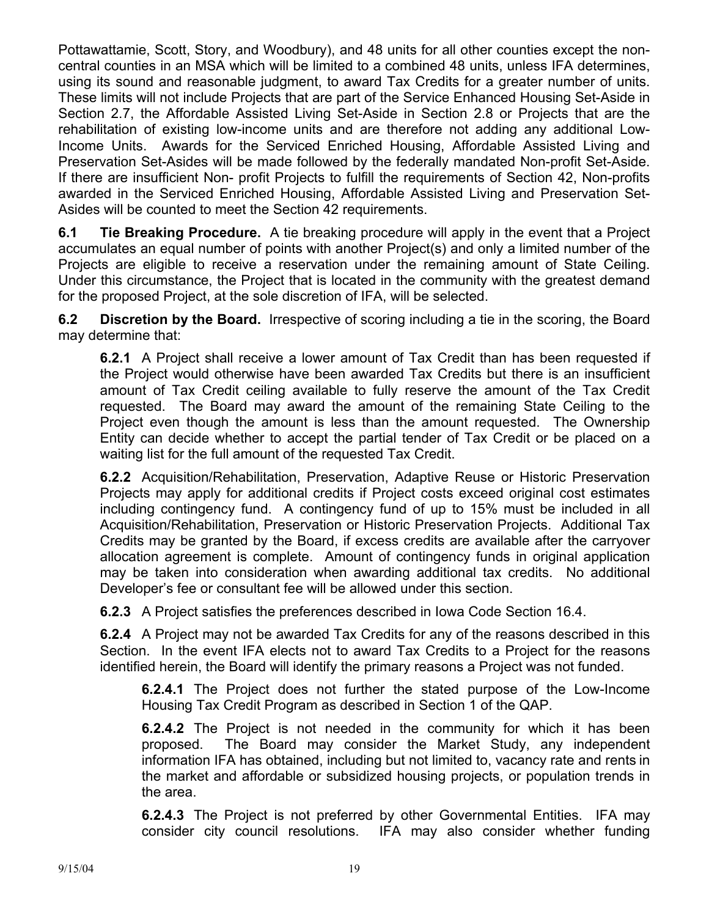Pottawattamie, Scott, Story, and Woodbury), and 48 units for all other counties except the non-central counties in an MSA which will be limited to a combined 48 units, unless IFA determines, using its sound and reasonable judgment, to award Tax Credits for a greater number of units. These limits will not include Projects that are part of the Service Enhanced Housing Set-Aside in Section 2.7, the Affordable Assisted Living Set-Aside in Section 2.8 or Projects that are the rehabilitation of existing low-income units and are therefore not adding any additional Low-Income Units. Awards for the Serviced Enriched Housing, Affordable Assisted Living and Preservation Set-Asides will be made followed by the federally mandated Non-profit Set-Aside. If there are insufficient Non- profit Projects to fulfill the requirements of Section 42, Non-profits awarded in the Serviced Enriched Housing, Affordable Assisted Living and Preservation Set-Asides will be counted to meet the Section 42 requirements.

**6.1 Tie Breaking Procedure.** A tie breaking procedure will apply in the event that a Project accumulates an equal number of points with another Project(s) and only a limited number of the Projects are eligible to receive a reservation under the remaining amount of State Ceiling. Under this circumstance, the Project that is located in the community with the greatest demand for the proposed Project, at the sole discretion of IFA, will be selected.

**6.2 Discretion by the Board.** Irrespective of scoring including a tie in the scoring, the Board may determine that:

**6.2.1** A Project shall receive a lower amount of Tax Credit than has been requested if the Project would otherwise have been awarded Tax Credits but there is an insufficient amount of Tax Credit ceiling available to fully reserve the amount of the Tax Credit requested. The Board may award the amount of the remaining State Ceiling to the Project even though the amount is less than the amount requested. The Ownership Entity can decide whether to accept the partial tender of Tax Credit or be placed on a waiting list for the full amount of the requested Tax Credit.

**6.2.2** Acquisition/Rehabilitation, Preservation, Adaptive Reuse or Historic Preservation Projects may apply for additional credits if Project costs exceed original cost estimates including contingency fund. A contingency fund of up to 15% must be included in all Acquisition/Rehabilitation, Preservation or Historic Preservation Projects. Additional Tax Credits may be granted by the Board, if excess credits are available after the carryover allocation agreement is complete. Amount of contingency funds in original application may be taken into consideration when awarding additional tax credits. No additional Developer's fee or consultant fee will be allowed under this section.

**6.2.3** A Project satisfies the preferences described in Iowa Code Section 16.4.

**6.2.4** A Project may not be awarded Tax Credits for any of the reasons described in this Section. In the event IFA elects not to award Tax Credits to a Project for the reasons identified herein, the Board will identify the primary reasons a Project was not funded.

**6.2.4.1** The Project does not further the stated purpose of the Low-Income Housing Tax Credit Program as described in Section 1 of the QAP.

**6.2.4.2** The Project is not needed in the community for which it has been proposed. The Board may consider the Market Study, any independent information IFA has obtained, including but not limited to, vacancy rate and rents in the market and affordable or subsidized housing projects, or population trends in the area.

**6.2.4.3** The Project is not preferred by other Governmental Entities. IFA may consider city council resolutions. IFA may also consider whether funding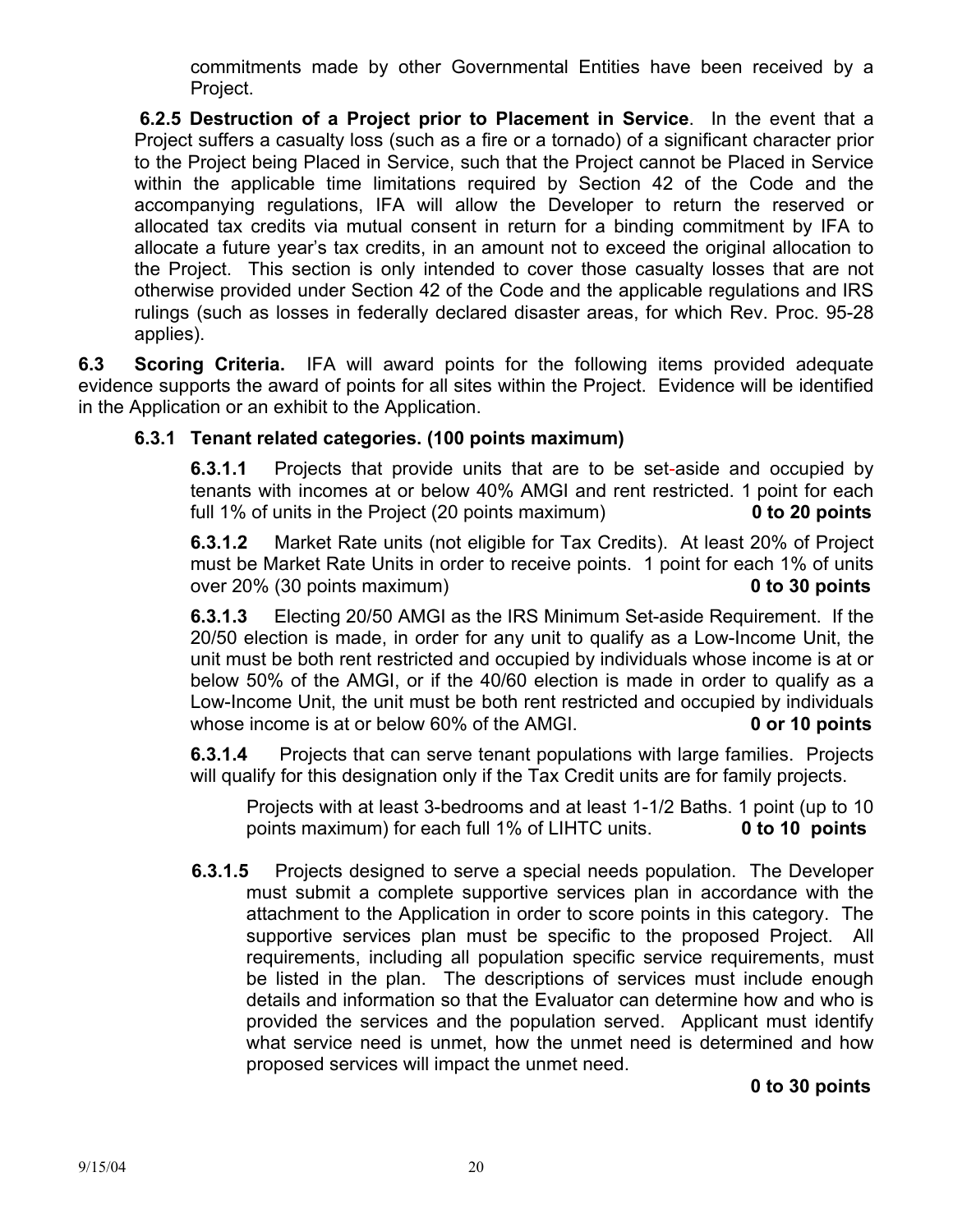commitments made by other Governmental Entities have been received by a Project.

**6.2.5 Destruction of a Project prior to Placement in Service**. In the event that a Project suffers a casualty loss (such as a fire or a tornado) of a significant character prior to the Project being Placed in Service, such that the Project cannot be Placed in Service within the applicable time limitations required by Section 42 of the Code and the accompanying regulations, IFA will allow the Developer to return the reserved or allocated tax credits via mutual consent in return for a binding commitment by IFA to allocate a future year's tax credits, in an amount not to exceed the original allocation to the Project. This section is only intended to cover those casualty losses that are not otherwise provided under Section 42 of the Code and the applicable regulations and IRS rulings (such as losses in federally declared disaster areas, for which Rev. Proc. 95-28 applies).

**6.3 Scoring Criteria.** IFA will award points for the following items provided adequate evidence supports the award of points for all sites within the Project. Evidence will be identified in the Application or an exhibit to the Application.

**6.3.1 Tenant related categories. (100 points maximum)**

**6.3.1.1** Projects that provide units that are to be set-aside and occupied by tenants with incomes at or below 40% AMGI and rent restricted. 1 point for each full 1% of units in the Project (20 points maximum) **0 to 20 points**

**6.3.1.2** Market Rate units (not eligible for Tax Credits). At least 20% of Project must be Market Rate Units in order to receive points. 1 point for each 1% of units over 20% (30 points maximum) **0 to 30 points**

**6.3.1.3** Electing 20/50 AMGI as the IRS Minimum Set-aside Requirement. If the 20/50 election is made, in order for any unit to qualify as a Low-Income Unit, the unit must be both rent restricted and occupied by individuals whose income is at or below 50% of the AMGI, or if the 40/60 election is made in order to qualify as a Low-Income Unit, the unit must be both rent restricted and occupied by individuals whose income is at or below 60% of the AMGI. **0 or 10 points**

**6.3.1.4** Projects that can serve tenant populations with large families. Projects will qualify for this designation only if the Tax Credit units are for family projects.

Projects with at least 3-bedrooms and at least 1-1/2 Baths. 1 point (up to 10 points maximum) for each full 1% of LIHTC units. **0 to 10 points**

**6.3.1.5** Projects designed to serve a special needs population. The Developer must submit a complete supportive services plan in accordance with the attachment to the Application in order to score points in this category. The supportive services plan must be specific to the proposed Project. All requirements, including all population specific service requirements, must be listed in the plan. The descriptions of services must include enough details and information so that the Evaluator can determine how and who is provided the services and the population served. Applicant must identify what service need is unmet, how the unmet need is determined and how proposed services will impact the unmet need.

**0 to 30 points**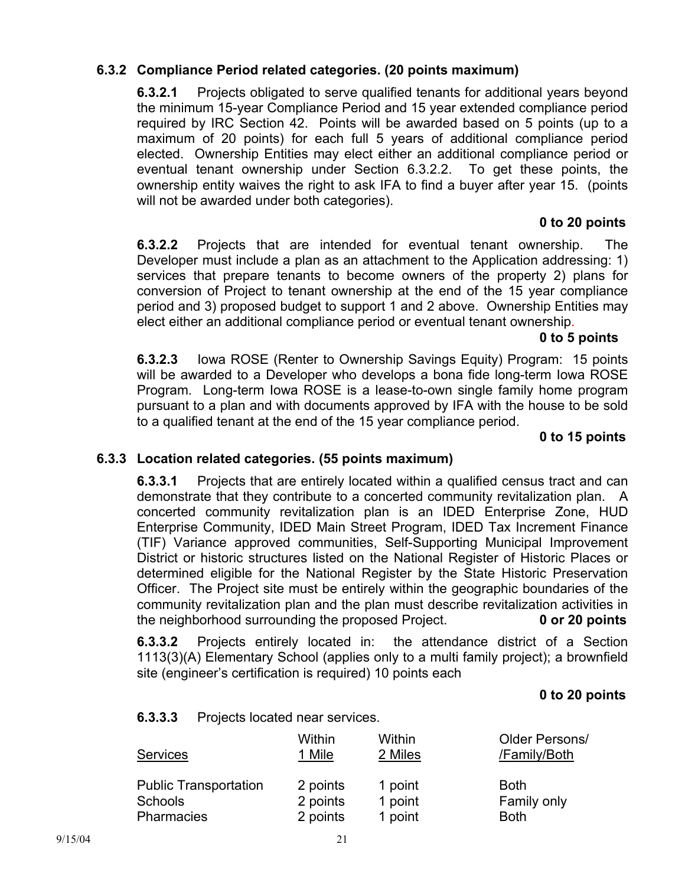### 6.3.2 Compliance Period related categories. (20 points maximum)

**6.3.2.1** Projects obligated to serve qualified tenants for additional years beyond the minimum 15-year Compliance Period and 15 year extended compliance period required by IRC Section 42. Points will be awarded based on 5 points (up to a maximum of 20 points) for each full 5 years of additional compliance period elected. Ownership Entities may elect either an additional compliance period or eventual tenant ownership under Section 6.3.2.2. To get these points, the ownership entity waives the right to ask IFA to find a buyer after year 15. (points will not be awarded under both categories).

**0 to 20 points**

**6.3.2.2** Projects that are intended for eventual tenant ownership. The Developer must include a plan as an attachment to the Application addressing: 1) services that prepare tenants to become owners of the property 2) plans for conversion of Project to tenant ownership at the end of the 15 year compliance period and 3) proposed budget to support 1 and 2 above. Ownership Entities may elect either an additional compliance period or eventual tenant ownership.

**0 to 5 points**

**6.3.2.3** Iowa ROSE (Renter to Ownership Savings Equity) Program: 15 points will be awarded to a Developer who develops a bona fide long-term Iowa ROSE Program. Long-term Iowa ROSE is a lease-to-own single family home program pursuant to a plan and with documents approved by IFA with the house to be sold to a qualified tenant at the end of the 15 year compliance period.

**0 to 15 points**

### 6.3.3 Location related categories. (55 points maximum)

**6.3.3.1** Projects that are entirely located within a qualified census tract and can demonstrate that they contribute to a concerted community revitalization plan. A concerted community revitalization plan is an IDED Enterprise Zone, HUD Enterprise Community, IDED Main Street Program, IDED Tax Increment Finance (TIF) Variance approved communities, Self-Supporting Municipal Improvement District or historic structures listed on the National Register of Historic Places or determined eligible for the National Register by the State Historic Preservation Officer. The Project site must be entirely within the geographic boundaries of the community revitalization plan and the plan must describe revitalization activities in the neighborhood surrounding the proposed Project. **0 or 20 points**

**6.3.3.2** Projects entirely located in: the attendance district of a Section 1113(3)(A) Elementary School (applies only to a multi family project); a brownfield site (engineer's certification is required) 10 points each

**0 to 20 points**

**6.3.3.3** Projects located near services.

| Services | Within 1 Mile | Within 2 Miles | Older Persons/ /Family/Both |
|---|---|---|---|
| Public Transportation | 2 points | 1 point | Both |
| Schools | 2 points | 1 point | Family only |
| Pharmacies | 2 points | 1 point | Both |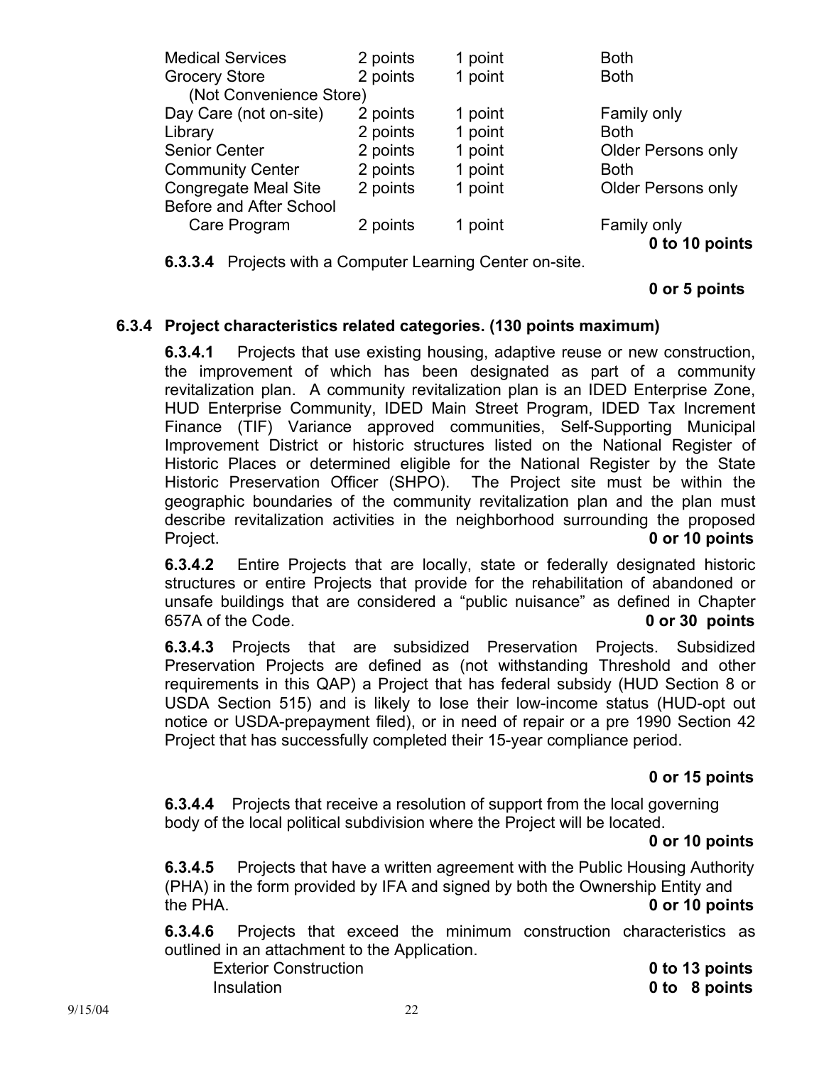| | | | |
|---|---|---|---|
| Medical Services | 2 points | 1 point | Both |
| Grocery Store (Not Convenience Store) | 2 points | 1 point | Both |
| Day Care (not on-site) | 2 points | 1 point | Family only |
| Library | 2 points | 1 point | Both |
| Senior Center | 2 points | 1 point | Older Persons only |
| Community Center | 2 points | 1 point | Both |
| Congregate Meal Site | 2 points | 1 point | Older Persons only |
| Before and After School Care Program | 2 points | 1 point | Family only |

**0 to 10 points**

**6.3.3.4** Projects with a Computer Learning Center on-site.

**0 or 5 points**

### 6.3.4 Project characteristics related categories. (130 points maximum)

**6.3.4.1** Projects that use existing housing, adaptive reuse or new construction, the improvement of which has been designated as part of a community revitalization plan. A community revitalization plan is an IDED Enterprise Zone, HUD Enterprise Community, IDED Main Street Program, IDED Tax Increment Finance (TIF) Variance approved communities, Self-Supporting Municipal Improvement District or historic structures listed on the National Register of Historic Places or determined eligible for the National Register by the State Historic Preservation Officer (SHPO). The Project site must be within the geographic boundaries of the community revitalization plan and the plan must describe revitalization activities in the neighborhood surrounding the proposed Project. **0 or 10 points**

**6.3.4.2** Entire Projects that are locally, state or federally designated historic structures or entire Projects that provide for the rehabilitation of abandoned or unsafe buildings that are considered a "public nuisance" as defined in Chapter 657A of the Code. **0 or 30 points**

**6.3.4.3** Projects that are subsidized Preservation Projects. Subsidized Preservation Projects are defined as (not withstanding Threshold and other requirements in this QAP) a Project that has federal subsidy (HUD Section 8 or USDA Section 515) and is likely to lose their low-income status (HUD-opt out notice or USDA-prepayment filed), or in need of repair or a pre 1990 Section 42 Project that has successfully completed their 15-year compliance period.

**0 or 15 points**

**6.3.4.4** Projects that receive a resolution of support from the local governing body of the local political subdivision where the Project will be located.

**0 or 10 points**

**6.3.4.5** Projects that have a written agreement with the Public Housing Authority (PHA) in the form provided by IFA and signed by both the Ownership Entity and the PHA. **0 or 10 points**

**6.3.4.6** Projects that exceed the minimum construction characteristics as outlined in an attachment to the Application.

Exterior Construction **0 to 13 points**

Insulation **0 to 8 points**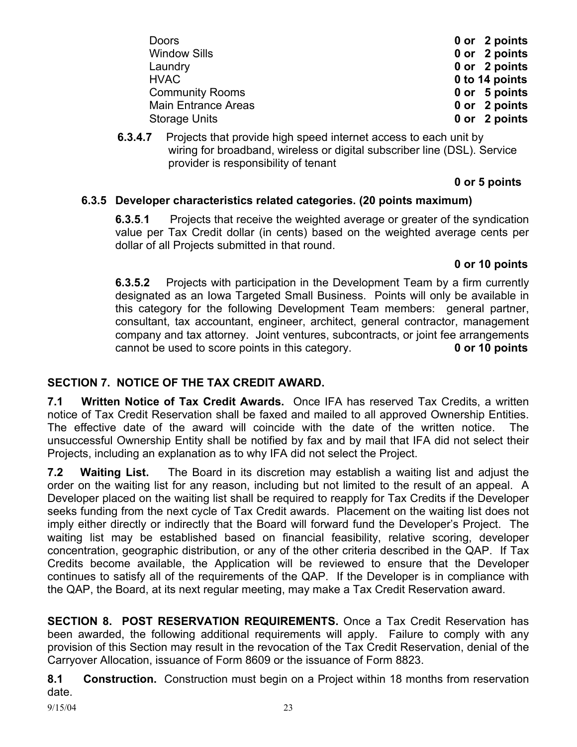| | |
|---|---|
| Doors | **0 or 2 points** |
| Window Sills | **0 or 2 points** |
| Laundry | **0 or 2 points** |
| HVAC | **0 to 14 points** |
| Community Rooms | **0 or 5 points** |
| Main Entrance Areas | **0 or 2 points** |
| Storage Units | **0 or 2 points** |

**6.3.4.7** Projects that provide high speed internet access to each unit by wiring for broadband, wireless or digital subscriber line (DSL). Service provider is responsibility of tenant

**0 or 5 points**

### 6.3.5 Developer characteristics related categories. (20 points maximum)

**6.3.5.1** Projects that receive the weighted average or greater of the syndication value per Tax Credit dollar (in cents) based on the weighted average cents per dollar of all Projects submitted in that round.

**0 or 10 points**

**6.3.5.2** Projects with participation in the Development Team by a firm currently designated as an Iowa Targeted Small Business. Points will only be available in this category for the following Development Team members: general partner, consultant, tax accountant, engineer, architect, general contractor, management company and tax attorney. Joint ventures, subcontracts, or joint fee arrangements cannot be used to score points in this category. **0 or 10 points**

## SECTION 7. NOTICE OF THE TAX CREDIT AWARD.

**7.1 Written Notice of Tax Credit Awards.** Once IFA has reserved Tax Credits, a written notice of Tax Credit Reservation shall be faxed and mailed to all approved Ownership Entities. The effective date of the award will coincide with the date of the written notice. The unsuccessful Ownership Entity shall be notified by fax and by mail that IFA did not select their Projects, including an explanation as to why IFA did not select the Project.

**7.2 Waiting List.** The Board in its discretion may establish a waiting list and adjust the order on the waiting list for any reason, including but not limited to the result of an appeal. A Developer placed on the waiting list shall be required to reapply for Tax Credits if the Developer seeks funding from the next cycle of Tax Credit awards. Placement on the waiting list does not imply either directly or indirectly that the Board will forward fund the Developer's Project. The waiting list may be established based on financial feasibility, relative scoring, developer concentration, geographic distribution, or any of the other criteria described in the QAP. If Tax Credits become available, the Application will be reviewed to ensure that the Developer continues to satisfy all of the requirements of the QAP. If the Developer is in compliance with the QAP, the Board, at its next regular meeting, may make a Tax Credit Reservation award.

**SECTION 8. POST RESERVATION REQUIREMENTS.** Once a Tax Credit Reservation has been awarded, the following additional requirements will apply. Failure to comply with any provision of this Section may result in the revocation of the Tax Credit Reservation, denial of the Carryover Allocation, issuance of Form 8609 or the issuance of Form 8823.

**8.1 Construction.** Construction must begin on a Project within 18 months from reservation date.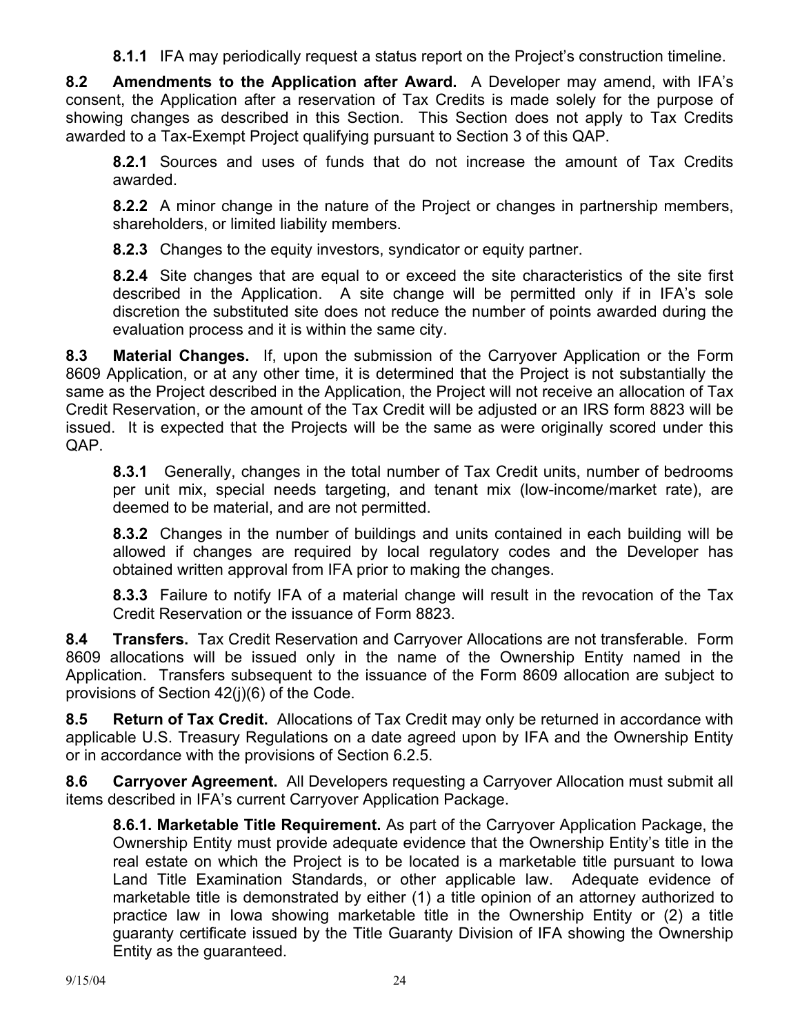**8.1.1** IFA may periodically request a status report on the Project's construction timeline.

**8.2 Amendments to the Application after Award.** A Developer may amend, with IFA's consent, the Application after a reservation of Tax Credits is made solely for the purpose of showing changes as described in this Section. This Section does not apply to Tax Credits awarded to a Tax-Exempt Project qualifying pursuant to Section 3 of this QAP.

**8.2.1** Sources and uses of funds that do not increase the amount of Tax Credits awarded.

**8.2.2** A minor change in the nature of the Project or changes in partnership members, shareholders, or limited liability members.

**8.2.3** Changes to the equity investors, syndicator or equity partner.

**8.2.4** Site changes that are equal to or exceed the site characteristics of the site first described in the Application. A site change will be permitted only if in IFA's sole discretion the substituted site does not reduce the number of points awarded during the evaluation process and it is within the same city.

**8.3 Material Changes.** If, upon the submission of the Carryover Application or the Form 8609 Application, or at any other time, it is determined that the Project is not substantially the same as the Project described in the Application, the Project will not receive an allocation of Tax Credit Reservation, or the amount of the Tax Credit will be adjusted or an IRS form 8823 will be issued. It is expected that the Projects will be the same as were originally scored under this QAP.

**8.3.1** Generally, changes in the total number of Tax Credit units, number of bedrooms per unit mix, special needs targeting, and tenant mix (low-income/market rate), are deemed to be material, and are not permitted.

**8.3.2** Changes in the number of buildings and units contained in each building will be allowed if changes are required by local regulatory codes and the Developer has obtained written approval from IFA prior to making the changes.

**8.3.3** Failure to notify IFA of a material change will result in the revocation of the Tax Credit Reservation or the issuance of Form 8823.

**8.4 Transfers.** Tax Credit Reservation and Carryover Allocations are not transferable. Form 8609 allocations will be issued only in the name of the Ownership Entity named in the Application. Transfers subsequent to the issuance of the Form 8609 allocation are subject to provisions of Section 42(j)(6) of the Code.

**8.5 Return of Tax Credit.** Allocations of Tax Credit may only be returned in accordance with applicable U.S. Treasury Regulations on a date agreed upon by IFA and the Ownership Entity or in accordance with the provisions of Section 6.2.5.

**8.6 Carryover Agreement.** All Developers requesting a Carryover Allocation must submit all items described in IFA's current Carryover Application Package.

**8.6.1. Marketable Title Requirement.** As part of the Carryover Application Package, the Ownership Entity must provide adequate evidence that the Ownership Entity's title in the real estate on which the Project is to be located is a marketable title pursuant to Iowa Land Title Examination Standards, or other applicable law. Adequate evidence of marketable title is demonstrated by either (1) a title opinion of an attorney authorized to practice law in Iowa showing marketable title in the Ownership Entity or (2) a title guaranty certificate issued by the Title Guaranty Division of IFA showing the Ownership Entity as the guaranteed.

9/15/04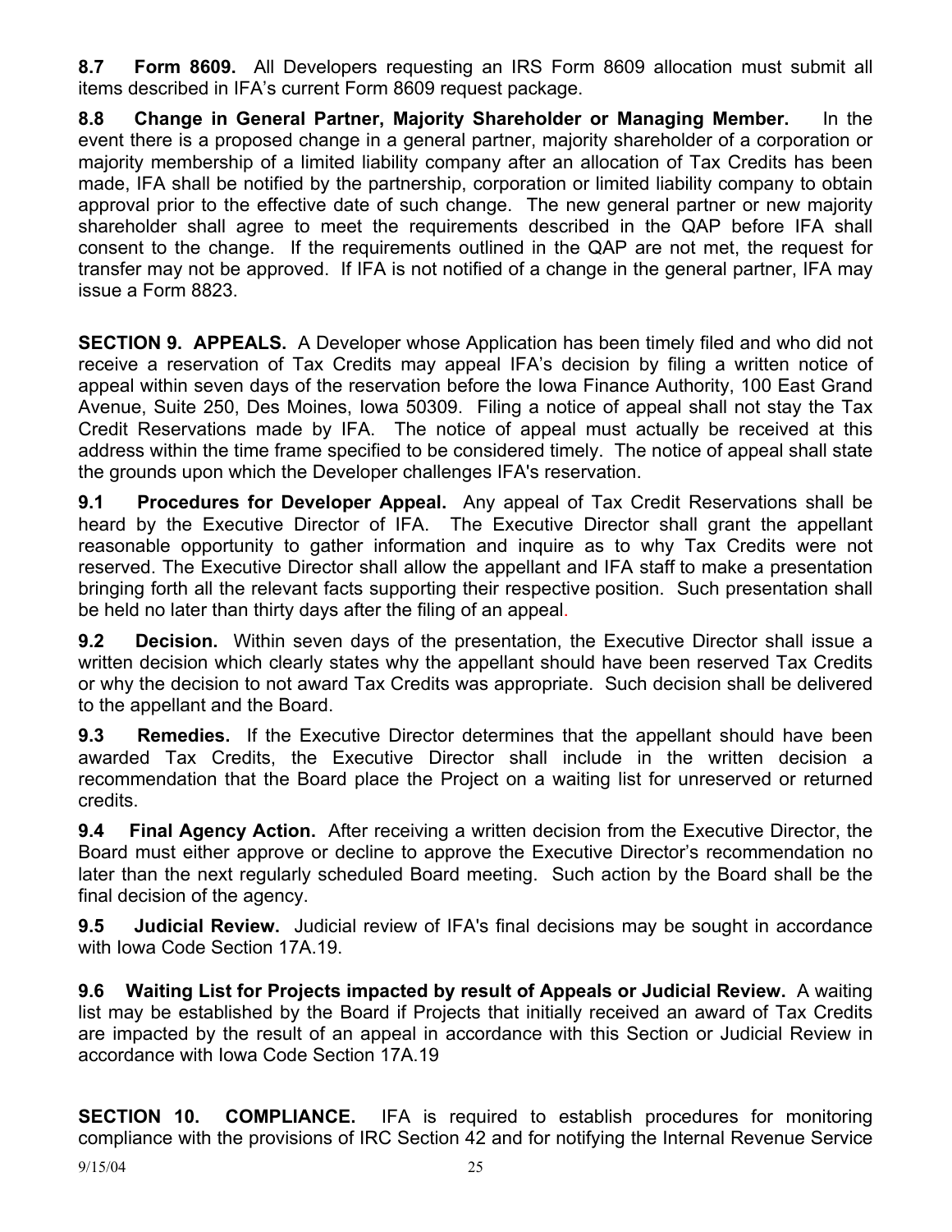**8.7 Form 8609.** All Developers requesting an IRS Form 8609 allocation must submit all items described in IFA's current Form 8609 request package.

**8.8 Change in General Partner, Majority Shareholder or Managing Member.** In the event there is a proposed change in a general partner, majority shareholder of a corporation or majority membership of a limited liability company after an allocation of Tax Credits has been made, IFA shall be notified by the partnership, corporation or limited liability company to obtain approval prior to the effective date of such change. The new general partner or new majority shareholder shall agree to meet the requirements described in the QAP before IFA shall consent to the change. If the requirements outlined in the QAP are not met, the request for transfer may not be approved. If IFA is not notified of a change in the general partner, IFA may issue a Form 8823.

**SECTION 9. APPEALS.** A Developer whose Application has been timely filed and who did not receive a reservation of Tax Credits may appeal IFA's decision by filing a written notice of appeal within seven days of the reservation before the Iowa Finance Authority, 100 East Grand Avenue, Suite 250, Des Moines, Iowa 50309. Filing a notice of appeal shall not stay the Tax Credit Reservations made by IFA. The notice of appeal must actually be received at this address within the time frame specified to be considered timely. The notice of appeal shall state the grounds upon which the Developer challenges IFA's reservation.

**9.1 Procedures for Developer Appeal.** Any appeal of Tax Credit Reservations shall be heard by the Executive Director of IFA. The Executive Director shall grant the appellant reasonable opportunity to gather information and inquire as to why Tax Credits were not reserved. The Executive Director shall allow the appellant and IFA staff to make a presentation bringing forth all the relevant facts supporting their respective position. Such presentation shall be held no later than thirty days after the filing of an appeal.

**9.2 Decision.** Within seven days of the presentation, the Executive Director shall issue a written decision which clearly states why the appellant should have been reserved Tax Credits or why the decision to not award Tax Credits was appropriate. Such decision shall be delivered to the appellant and the Board.

**9.3 Remedies.** If the Executive Director determines that the appellant should have been awarded Tax Credits, the Executive Director shall include in the written decision a recommendation that the Board place the Project on a waiting list for unreserved or returned credits.

**9.4 Final Agency Action.** After receiving a written decision from the Executive Director, the Board must either approve or decline to approve the Executive Director's recommendation no later than the next regularly scheduled Board meeting. Such action by the Board shall be the final decision of the agency.

**9.5 Judicial Review.** Judicial review of IFA's final decisions may be sought in accordance with Iowa Code Section 17A.19.

**9.6 Waiting List for Projects impacted by result of Appeals or Judicial Review.** A waiting list may be established by the Board if Projects that initially received an award of Tax Credits are impacted by the result of an appeal in accordance with this Section or Judicial Review in accordance with Iowa Code Section 17A.19

**SECTION 10. COMPLIANCE.** IFA is required to establish procedures for monitoring compliance with the provisions of IRC Section 42 and for notifying the Internal Revenue Service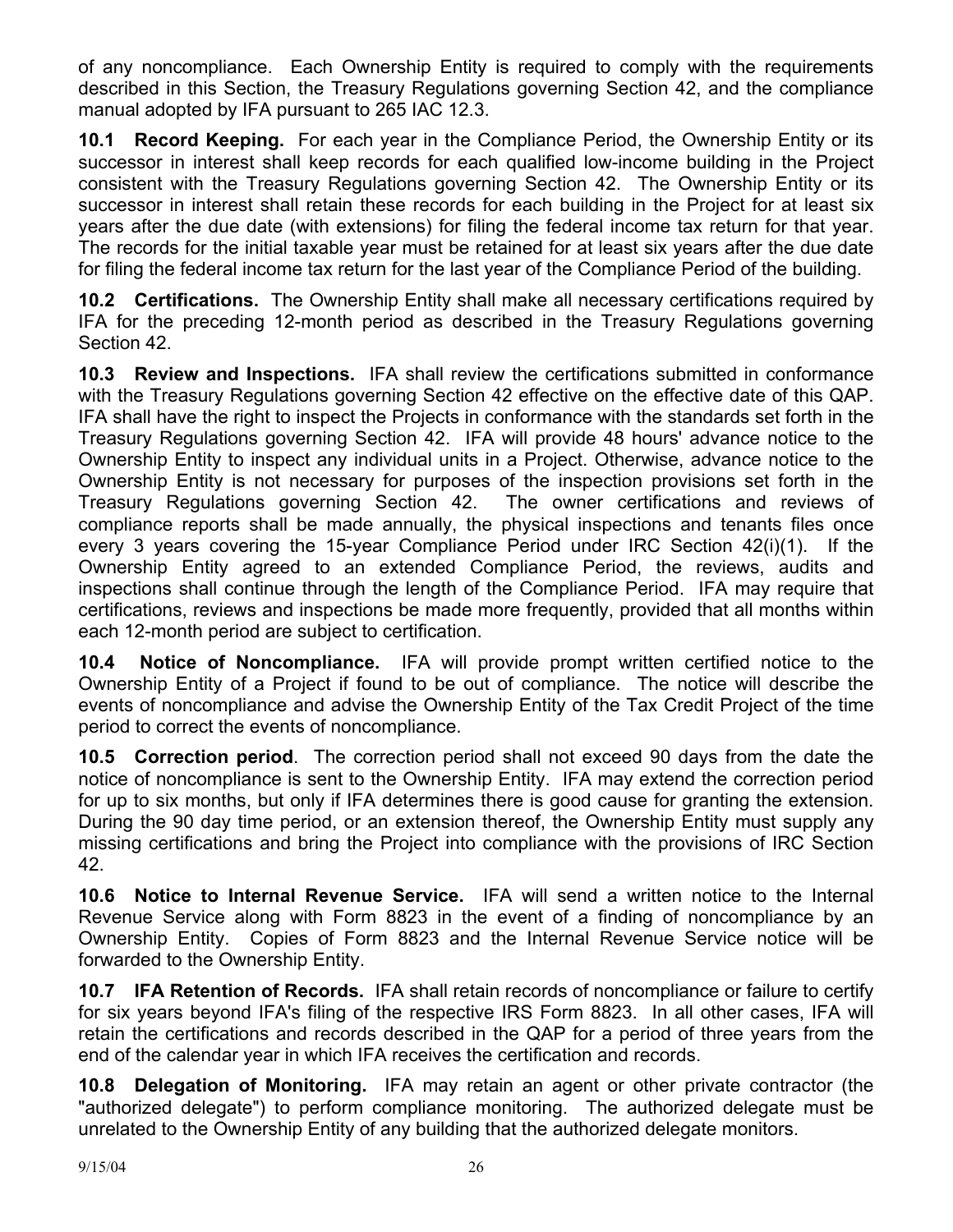of any noncompliance. Each Ownership Entity is required to comply with the requirements described in this Section, the Treasury Regulations governing Section 42, and the compliance manual adopted by IFA pursuant to 265 IAC 12.3.

**10.1 Record Keeping.** For each year in the Compliance Period, the Ownership Entity or its successor in interest shall keep records for each qualified low-income building in the Project consistent with the Treasury Regulations governing Section 42. The Ownership Entity or its successor in interest shall retain these records for each building in the Project for at least six years after the due date (with extensions) for filing the federal income tax return for that year. The records for the initial taxable year must be retained for at least six years after the due date for filing the federal income tax return for the last year of the Compliance Period of the building.

**10.2 Certifications.** The Ownership Entity shall make all necessary certifications required by IFA for the preceding 12-month period as described in the Treasury Regulations governing Section 42.

**10.3 Review and Inspections.** IFA shall review the certifications submitted in conformance with the Treasury Regulations governing Section 42 effective on the effective date of this QAP. IFA shall have the right to inspect the Projects in conformance with the standards set forth in the Treasury Regulations governing Section 42. IFA will provide 48 hours' advance notice to the Ownership Entity to inspect any individual units in a Project. Otherwise, advance notice to the Ownership Entity is not necessary for purposes of the inspection provisions set forth in the Treasury Regulations governing Section 42. The owner certifications and reviews of compliance reports shall be made annually, the physical inspections and tenants files once every 3 years covering the 15-year Compliance Period under IRC Section 42(i)(1). If the Ownership Entity agreed to an extended Compliance Period, the reviews, audits and inspections shall continue through the length of the Compliance Period. IFA may require that certifications, reviews and inspections be made more frequently, provided that all months within each 12-month period are subject to certification.

**10.4 Notice of Noncompliance.** IFA will provide prompt written certified notice to the Ownership Entity of a Project if found to be out of compliance. The notice will describe the events of noncompliance and advise the Ownership Entity of the Tax Credit Project of the time period to correct the events of noncompliance.

**10.5 Correction period**. The correction period shall not exceed 90 days from the date the notice of noncompliance is sent to the Ownership Entity. IFA may extend the correction period for up to six months, but only if IFA determines there is good cause for granting the extension. During the 90 day time period, or an extension thereof, the Ownership Entity must supply any missing certifications and bring the Project into compliance with the provisions of IRC Section 42.

**10.6 Notice to Internal Revenue Service.** IFA will send a written notice to the Internal Revenue Service along with Form 8823 in the event of a finding of noncompliance by an Ownership Entity. Copies of Form 8823 and the Internal Revenue Service notice will be forwarded to the Ownership Entity.

**10.7 IFA Retention of Records.** IFA shall retain records of noncompliance or failure to certify for six years beyond IFA's filing of the respective IRS Form 8823. In all other cases, IFA will retain the certifications and records described in the QAP for a period of three years from the end of the calendar year in which IFA receives the certification and records.

**10.8 Delegation of Monitoring.** IFA may retain an agent or other private contractor (the "authorized delegate") to perform compliance monitoring. The authorized delegate must be unrelated to the Ownership Entity of any building that the authorized delegate monitors.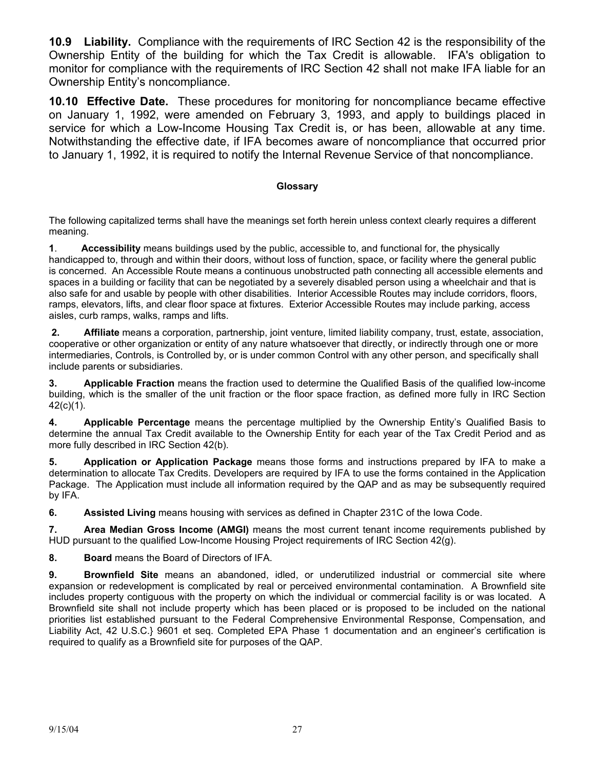**10.9 Liability.** Compliance with the requirements of IRC Section 42 is the responsibility of the Ownership Entity of the building for which the Tax Credit is allowable. IFA's obligation to monitor for compliance with the requirements of IRC Section 42 shall not make IFA liable for an Ownership Entity's noncompliance.

**10.10 Effective Date.** These procedures for monitoring for noncompliance became effective on January 1, 1992, were amended on February 3, 1993, and apply to buildings placed in service for which a Low-Income Housing Tax Credit is, or has been, allowable at any time. Notwithstanding the effective date, if IFA becomes aware of noncompliance that occurred prior to January 1, 1992, it is required to notify the Internal Revenue Service of that noncompliance.

## Glossary

The following capitalized terms shall have the meanings set forth herein unless context clearly requires a different meaning.

**1**. **Accessibility** means buildings used by the public, accessible to, and functional for, the physically handicapped to, through and within their doors, without loss of function, space, or facility where the general public is concerned. An Accessible Route means a continuous unobstructed path connecting all accessible elements and spaces in a building or facility that can be negotiated by a severely disabled person using a wheelchair and that is also safe for and usable by people with other disabilities. Interior Accessible Routes may include corridors, floors, ramps, elevators, lifts, and clear floor space at fixtures. Exterior Accessible Routes may include parking, access aisles, curb ramps, walks, ramps and lifts.

**2. Affiliate** means a corporation, partnership, joint venture, limited liability company, trust, estate, association, cooperative or other organization or entity of any nature whatsoever that directly, or indirectly through one or more intermediaries, Controls, is Controlled by, or is under common Control with any other person, and specifically shall include parents or subsidiaries.

**3. Applicable Fraction** means the fraction used to determine the Qualified Basis of the qualified low-income building, which is the smaller of the unit fraction or the floor space fraction, as defined more fully in IRC Section 42(c)(1).

**4. Applicable Percentage** means the percentage multiplied by the Ownership Entity's Qualified Basis to determine the annual Tax Credit available to the Ownership Entity for each year of the Tax Credit Period and as more fully described in IRC Section 42(b).

**5. Application or Application Package** means those forms and instructions prepared by IFA to make a determination to allocate Tax Credits. Developers are required by IFA to use the forms contained in the Application Package. The Application must include all information required by the QAP and as may be subsequently required by IFA.

**6. Assisted Living** means housing with services as defined in Chapter 231C of the Iowa Code.

**7. Area Median Gross Income (AMGI)** means the most current tenant income requirements published by HUD pursuant to the qualified Low-Income Housing Project requirements of IRC Section 42(g).

**8. Board** means the Board of Directors of IFA.

**9. Brownfield Site** means an abandoned, idled, or underutilized industrial or commercial site where expansion or redevelopment is complicated by real or perceived environmental contamination. A Brownfield site includes property contiguous with the property on which the individual or commercial facility is or was located. A Brownfield site shall not include property which has been placed or is proposed to be included on the national priorities list established pursuant to the Federal Comprehensive Environmental Response, Compensation, and Liability Act, 42 U.S.C.} 9601 et seq. Completed EPA Phase 1 documentation and an engineer's certification is required to qualify as a Brownfield site for purposes of the QAP.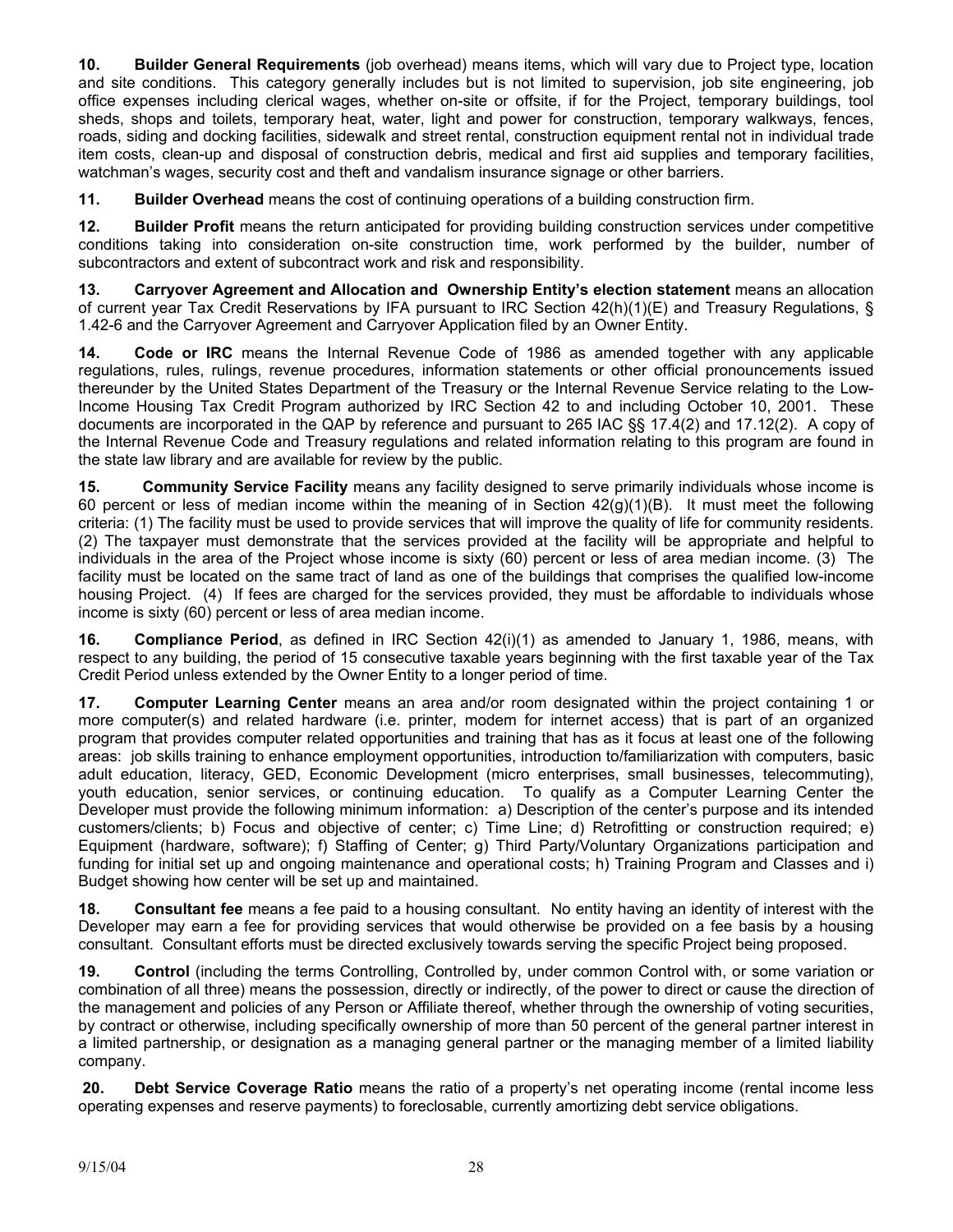**10. Builder General Requirements** (job overhead) means items, which will vary due to Project type, location and site conditions. This category generally includes but is not limited to supervision, job site engineering, job office expenses including clerical wages, whether on-site or offsite, if for the Project, temporary buildings, tool sheds, shops and toilets, temporary heat, water, light and power for construction, temporary walkways, fences, roads, siding and docking facilities, sidewalk and street rental, construction equipment rental not in individual trade item costs, clean-up and disposal of construction debris, medical and first aid supplies and temporary facilities, watchman's wages, security cost and theft and vandalism insurance signage or other barriers.

**11. Builder Overhead** means the cost of continuing operations of a building construction firm.

**12. Builder Profit** means the return anticipated for providing building construction services under competitive conditions taking into consideration on-site construction time, work performed by the builder, number of subcontractors and extent of subcontract work and risk and responsibility.

**13. Carryover Agreement and Allocation and Ownership Entity's election statement** means an allocation of current year Tax Credit Reservations by IFA pursuant to IRC Section 42(h)(1)(E) and Treasury Regulations, § 1.42-6 and the Carryover Agreement and Carryover Application filed by an Owner Entity.

**14. Code or IRC** means the Internal Revenue Code of 1986 as amended together with any applicable regulations, rules, rulings, revenue procedures, information statements or other official pronouncements issued thereunder by the United States Department of the Treasury or the Internal Revenue Service relating to the Low-Income Housing Tax Credit Program authorized by IRC Section 42 to and including October 10, 2001. These documents are incorporated in the QAP by reference and pursuant to 265 IAC §§ 17.4(2) and 17.12(2). A copy of the Internal Revenue Code and Treasury regulations and related information relating to this program are found in the state law library and are available for review by the public.

**15. Community Service Facility** means any facility designed to serve primarily individuals whose income is 60 percent or less of median income within the meaning of in Section 42(g)(1)(B). It must meet the following criteria: (1) The facility must be used to provide services that will improve the quality of life for community residents. (2) The taxpayer must demonstrate that the services provided at the facility will be appropriate and helpful to individuals in the area of the Project whose income is sixty (60) percent or less of area median income. (3) The facility must be located on the same tract of land as one of the buildings that comprises the qualified low-income housing Project. (4) If fees are charged for the services provided, they must be affordable to individuals whose income is sixty (60) percent or less of area median income.

**16. Compliance Period**, as defined in IRC Section 42(i)(1) as amended to January 1, 1986, means, with respect to any building, the period of 15 consecutive taxable years beginning with the first taxable year of the Tax Credit Period unless extended by the Owner Entity to a longer period of time.

**17. Computer Learning Center** means an area and/or room designated within the project containing 1 or more computer(s) and related hardware (i.e. printer, modem for internet access) that is part of an organized program that provides computer related opportunities and training that has as it focus at least one of the following areas: job skills training to enhance employment opportunities, introduction to/familiarization with computers, basic adult education, literacy, GED, Economic Development (micro enterprises, small businesses, telecommuting), youth education, senior services, or continuing education. To qualify as a Computer Learning Center the Developer must provide the following minimum information: a) Description of the center's purpose and its intended customers/clients; b) Focus and objective of center; c) Time Line; d) Retrofitting or construction required; e) Equipment (hardware, software); f) Staffing of Center; g) Third Party/Voluntary Organizations participation and funding for initial set up and ongoing maintenance and operational costs; h) Training Program and Classes and i) Budget showing how center will be set up and maintained.

**18. Consultant fee** means a fee paid to a housing consultant. No entity having an identity of interest with the Developer may earn a fee for providing services that would otherwise be provided on a fee basis by a housing consultant. Consultant efforts must be directed exclusively towards serving the specific Project being proposed.

**19. Control** (including the terms Controlling, Controlled by, under common Control with, or some variation or combination of all three) means the possession, directly or indirectly, of the power to direct or cause the direction of the management and policies of any Person or Affiliate thereof, whether through the ownership of voting securities, by contract or otherwise, including specifically ownership of more than 50 percent of the general partner interest in a limited partnership, or designation as a managing general partner or the managing member of a limited liability company.

**20. Debt Service Coverage Ratio** means the ratio of a property's net operating income (rental income less operating expenses and reserve payments) to foreclosable, currently amortizing debt service obligations.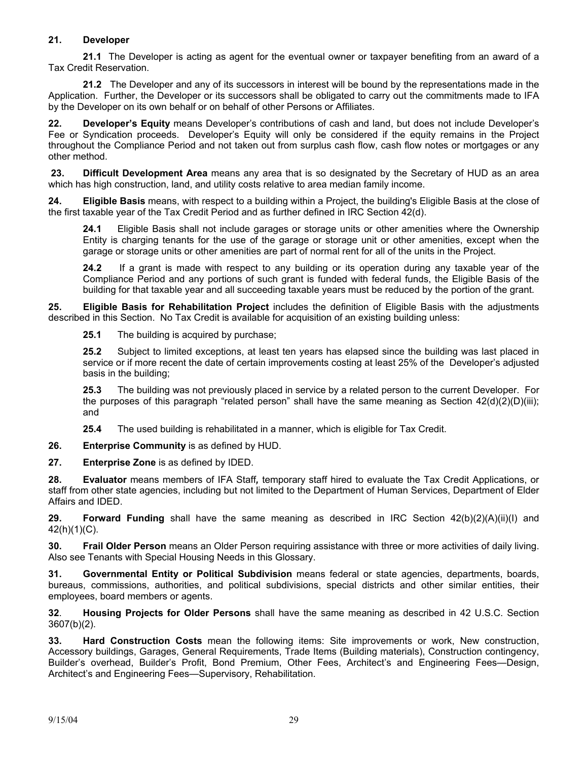**21. Developer**

**21.1** The Developer is acting as agent for the eventual owner or taxpayer benefiting from an award of a Tax Credit Reservation.

**21.2** The Developer and any of its successors in interest will be bound by the representations made in the Application. Further, the Developer or its successors shall be obligated to carry out the commitments made to IFA by the Developer on its own behalf or on behalf of other Persons or Affiliates.

**22. Developer's Equity** means Developer's contributions of cash and land, but does not include Developer's Fee or Syndication proceeds. Developer's Equity will only be considered if the equity remains in the Project throughout the Compliance Period and not taken out from surplus cash flow, cash flow notes or mortgages or any other method.

**23. Difficult Development Area** means any area that is so designated by the Secretary of HUD as an area which has high construction, land, and utility costs relative to area median family income.

**24. Eligible Basis** means, with respect to a building within a Project, the building's Eligible Basis at the close of the first taxable year of the Tax Credit Period and as further defined in IRC Section 42(d).

> **24.1** Eligible Basis shall not include garages or storage units or other amenities where the Ownership Entity is charging tenants for the use of the garage or storage unit or other amenities, except when the garage or storage units or other amenities are part of normal rent for all of the units in the Project.
>
> **24.2** If a grant is made with respect to any building or its operation during any taxable year of the Compliance Period and any portions of such grant is funded with federal funds, the Eligible Basis of the building for that taxable year and all succeeding taxable years must be reduced by the portion of the grant.

**25. Eligible Basis for Rehabilitation Project** includes the definition of Eligible Basis with the adjustments described in this Section. No Tax Credit is available for acquisition of an existing building unless:

> **25.1** The building is acquired by purchase;
>
> **25.2** Subject to limited exceptions, at least ten years has elapsed since the building was last placed in service or if more recent the date of certain improvements costing at least 25% of the Developer's adjusted basis in the building;
>
> **25.3** The building was not previously placed in service by a related person to the current Developer. For the purposes of this paragraph "related person" shall have the same meaning as Section 42(d)(2)(D)(iii); and
>
> **25.4** The used building is rehabilitated in a manner, which is eligible for Tax Credit.

**26. Enterprise Community** is as defined by HUD.

**27. Enterprise Zone** is as defined by IDED.

**28. Evaluator** means members of IFA Staff***,*** temporary staff hired to evaluate the Tax Credit Applications, or staff from other state agencies, including but not limited to the Department of Human Services, Department of Elder Affairs and IDED.

**29. Forward Funding** shall have the same meaning as described in IRC Section 42(b)(2)(A)(ii)(I) and 42(h)(1)(C).

**30. Frail Older Person** means an Older Person requiring assistance with three or more activities of daily living. Also see Tenants with Special Housing Needs in this Glossary.

**31. Governmental Entity or Political Subdivision** means federal or state agencies, departments, boards, bureaus, commissions, authorities, and political subdivisions, special districts and other similar entities, their employees, board members or agents.

**32. Housing Projects for Older Persons** shall have the same meaning as described in 42 U.S.C. Section 3607(b)(2).

**33. Hard Construction Costs** mean the following items: Site improvements or work, New construction, Accessory buildings, Garages, General Requirements, Trade Items (Building materials), Construction contingency, Builder's overhead, Builder's Profit, Bond Premium, Other Fees, Architect's and Engineering Fees—Design, Architect's and Engineering Fees—Supervisory, Rehabilitation.

9/15/04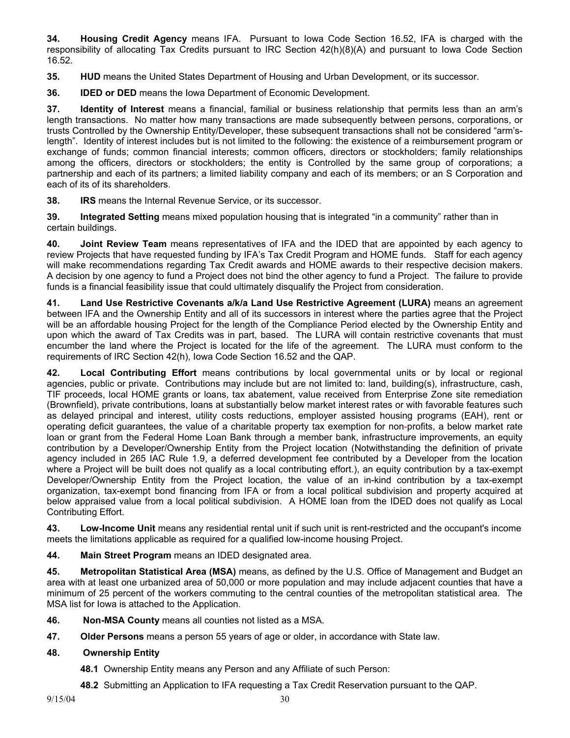**34. Housing Credit Agency** means IFA. Pursuant to Iowa Code Section 16.52, IFA is charged with the responsibility of allocating Tax Credits pursuant to IRC Section 42(h)(8)(A) and pursuant to Iowa Code Section 16.52.

**35. HUD** means the United States Department of Housing and Urban Development, or its successor.

**36. IDED or DED** means the Iowa Department of Economic Development.

**37. Identity of Interest** means a financial, familial or business relationship that permits less than an arm's length transactions. No matter how many transactions are made subsequently between persons, corporations, or trusts Controlled by the Ownership Entity/Developer, these subsequent transactions shall not be considered "arm's-length". Identity of interest includes but is not limited to the following: the existence of a reimbursement program or exchange of funds; common financial interests; common officers, directors or stockholders; family relationships among the officers, directors or stockholders; the entity is Controlled by the same group of corporations; a partnership and each of its partners; a limited liability company and each of its members; or an S Corporation and each of its of its shareholders.

**38. IRS** means the Internal Revenue Service, or its successor.

**39. Integrated Setting** means mixed population housing that is integrated "in a community" rather than in certain buildings.

**40. Joint Review Team** means representatives of IFA and the IDED that are appointed by each agency to review Projects that have requested funding by IFA's Tax Credit Program and HOME funds. Staff for each agency will make recommendations regarding Tax Credit awards and HOME awards to their respective decision makers. A decision by one agency to fund a Project does not bind the other agency to fund a Project. The failure to provide funds is a financial feasibility issue that could ultimately disqualify the Project from consideration.

**41. Land Use Restrictive Covenants a/k/a Land Use Restrictive Agreement (LURA)** means an agreement between IFA and the Ownership Entity and all of its successors in interest where the parties agree that the Project will be an affordable housing Project for the length of the Compliance Period elected by the Ownership Entity and upon which the award of Tax Credits was in part, based. The LURA will contain restrictive covenants that must encumber the land where the Project is located for the life of the agreement. The LURA must conform to the requirements of IRC Section 42(h), Iowa Code Section 16.52 and the QAP.

**42. Local Contributing Effort** means contributions by local governmental units or by local or regional agencies, public or private. Contributions may include but are not limited to: land, building(s), infrastructure, cash, TIF proceeds, local HOME grants or loans, tax abatement, value received from Enterprise Zone site remediation (Brownfield), private contributions, loans at substantially below market interest rates or with favorable features such as delayed principal and interest, utility costs reductions, employer assisted housing programs (EAH), rent or operating deficit guarantees, the value of a charitable property tax exemption for non-profits, a below market rate loan or grant from the Federal Home Loan Bank through a member bank, infrastructure improvements, an equity contribution by a Developer/Ownership Entity from the Project location (Notwithstanding the definition of private agency included in 265 IAC Rule 1.9, a deferred development fee contributed by a Developer from the location where a Project will be built does not qualify as a local contributing effort.), an equity contribution by a tax-exempt Developer/Ownership Entity from the Project location, the value of an in-kind contribution by a tax-exempt organization, tax-exempt bond financing from IFA or from a local political subdivision and property acquired at below appraised value from a local political subdivision. A HOME loan from the IDED does not qualify as Local Contributing Effort.

**43. Low-Income Unit** means any residential rental unit if such unit is rent-restricted and the occupant's income meets the limitations applicable as required for a qualified low-income housing Project.

**44. Main Street Program** means an IDED designated area.

**45. Metropolitan Statistical Area (MSA)** means, as defined by the U.S. Office of Management and Budget an area with at least one urbanized area of 50,000 or more population and may include adjacent counties that have a minimum of 25 percent of the workers commuting to the central counties of the metropolitan statistical area. The MSA list for Iowa is attached to the Application.

**46. Non-MSA County** means all counties not listed as a MSA.

**47. Older Persons** means a person 55 years of age or older, in accordance with State law.

**48. Ownership Entity**

**48.1** Ownership Entity means any Person and any Affiliate of such Person:

**48.2** Submitting an Application to IFA requesting a Tax Credit Reservation pursuant to the QAP.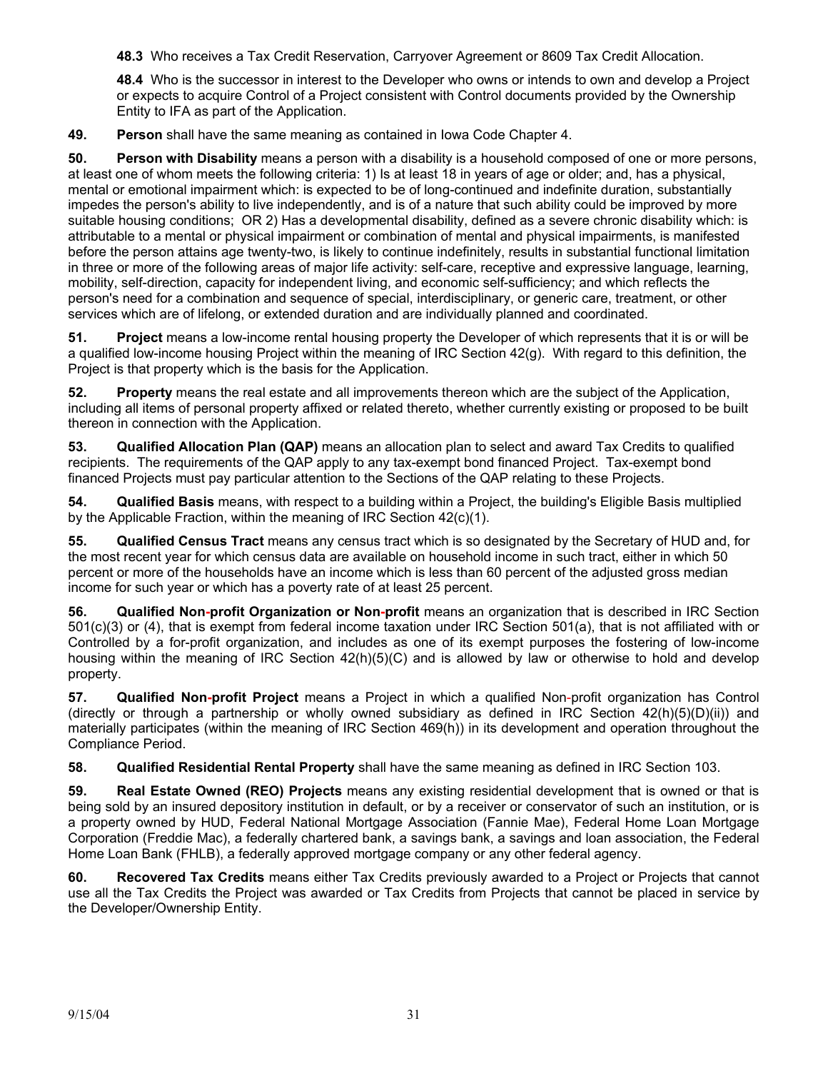**48.3** Who receives a Tax Credit Reservation, Carryover Agreement or 8609 Tax Credit Allocation.

**48.4** Who is the successor in interest to the Developer who owns or intends to own and develop a Project or expects to acquire Control of a Project consistent with Control documents provided by the Ownership Entity to IFA as part of the Application.

**49. Person** shall have the same meaning as contained in Iowa Code Chapter 4.

**50. Person with Disability** means a person with a disability is a household composed of one or more persons, at least one of whom meets the following criteria: 1) Is at least 18 in years of age or older; and, has a physical, mental or emotional impairment which: is expected to be of long-continued and indefinite duration, substantially impedes the person's ability to live independently, and is of a nature that such ability could be improved by more suitable housing conditions; OR 2) Has a developmental disability, defined as a severe chronic disability which: is attributable to a mental or physical impairment or combination of mental and physical impairments, is manifested before the person attains age twenty-two, is likely to continue indefinitely, results in substantial functional limitation in three or more of the following areas of major life activity: self-care, receptive and expressive language, learning, mobility, self-direction, capacity for independent living, and economic self-sufficiency; and which reflects the person's need for a combination and sequence of special, interdisciplinary, or generic care, treatment, or other services which are of lifelong, or extended duration and are individually planned and coordinated.

**51. Project** means a low-income rental housing property the Developer of which represents that it is or will be a qualified low-income housing Project within the meaning of IRC Section 42(g). With regard to this definition, the Project is that property which is the basis for the Application.

**52. Property** means the real estate and all improvements thereon which are the subject of the Application, including all items of personal property affixed or related thereto, whether currently existing or proposed to be built thereon in connection with the Application.

**53. Qualified Allocation Plan (QAP)** means an allocation plan to select and award Tax Credits to qualified recipients. The requirements of the QAP apply to any tax-exempt bond financed Project. Tax-exempt bond financed Projects must pay particular attention to the Sections of the QAP relating to these Projects.

**54. Qualified Basis** means, with respect to a building within a Project, the building's Eligible Basis multiplied by the Applicable Fraction, within the meaning of IRC Section 42(c)(1).

**55. Qualified Census Tract** means any census tract which is so designated by the Secretary of HUD and, for the most recent year for which census data are available on household income in such tract, either in which 50 percent or more of the households have an income which is less than 60 percent of the adjusted gross median income for such year or which has a poverty rate of at least 25 percent.

**56. Qualified Non-profit Organization or Non-profit** means an organization that is described in IRC Section 501(c)(3) or (4), that is exempt from federal income taxation under IRC Section 501(a), that is not affiliated with or Controlled by a for-profit organization, and includes as one of its exempt purposes the fostering of low-income housing within the meaning of IRC Section 42(h)(5)(C) and is allowed by law or otherwise to hold and develop property.

**57. Qualified Non-profit Project** means a Project in which a qualified Non-profit organization has Control (directly or through a partnership or wholly owned subsidiary as defined in IRC Section 42(h)(5)(D)(ii)) and materially participates (within the meaning of IRC Section 469(h)) in its development and operation throughout the Compliance Period.

**58. Qualified Residential Rental Property** shall have the same meaning as defined in IRC Section 103.

**59. Real Estate Owned (REO) Projects** means any existing residential development that is owned or that is being sold by an insured depository institution in default, or by a receiver or conservator of such an institution, or is a property owned by HUD, Federal National Mortgage Association (Fannie Mae), Federal Home Loan Mortgage Corporation (Freddie Mac), a federally chartered bank, a savings bank, a savings and loan association, the Federal Home Loan Bank (FHLB), a federally approved mortgage company or any other federal agency.

**60. Recovered Tax Credits** means either Tax Credits previously awarded to a Project or Projects that cannot use all the Tax Credits the Project was awarded or Tax Credits from Projects that cannot be placed in service by the Developer/Ownership Entity.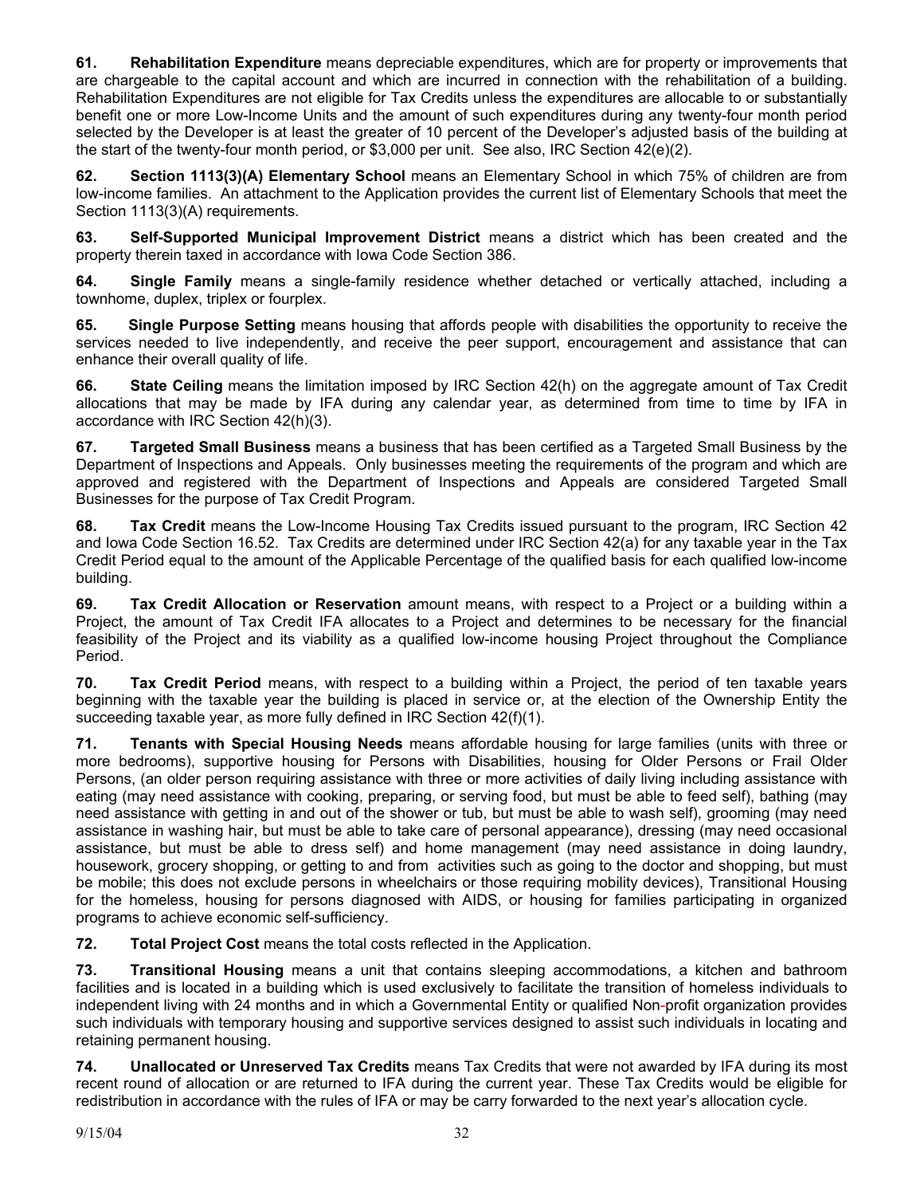**61. Rehabilitation Expenditure** means depreciable expenditures, which are for property or improvements that are chargeable to the capital account and which are incurred in connection with the rehabilitation of a building. Rehabilitation Expenditures are not eligible for Tax Credits unless the expenditures are allocable to or substantially benefit one or more Low-Income Units and the amount of such expenditures during any twenty-four month period selected by the Developer is at least the greater of 10 percent of the Developer's adjusted basis of the building at the start of the twenty-four month period, or $3,000 per unit. See also, IRC Section 42(e)(2).

**62. Section 1113(3)(A) Elementary School** means an Elementary School in which 75% of children are from low-income families. An attachment to the Application provides the current list of Elementary Schools that meet the Section 1113(3)(A) requirements.

**63. Self-Supported Municipal Improvement District** means a district which has been created and the property therein taxed in accordance with Iowa Code Section 386.

**64. Single Family** means a single-family residence whether detached or vertically attached, including a townhome, duplex, triplex or fourplex.

**65. Single Purpose Setting** means housing that affords people with disabilities the opportunity to receive the services needed to live independently, and receive the peer support, encouragement and assistance that can enhance their overall quality of life.

**66. State Ceiling** means the limitation imposed by IRC Section 42(h) on the aggregate amount of Tax Credit allocations that may be made by IFA during any calendar year, as determined from time to time by IFA in accordance with IRC Section 42(h)(3).

**67. Targeted Small Business** means a business that has been certified as a Targeted Small Business by the Department of Inspections and Appeals. Only businesses meeting the requirements of the program and which are approved and registered with the Department of Inspections and Appeals are considered Targeted Small Businesses for the purpose of Tax Credit Program.

**68. Tax Credit** means the Low-Income Housing Tax Credits issued pursuant to the program, IRC Section 42 and Iowa Code Section 16.52. Tax Credits are determined under IRC Section 42(a) for any taxable year in the Tax Credit Period equal to the amount of the Applicable Percentage of the qualified basis for each qualified low-income building.

**69. Tax Credit Allocation or Reservation** amount means, with respect to a Project or a building within a Project, the amount of Tax Credit IFA allocates to a Project and determines to be necessary for the financial feasibility of the Project and its viability as a qualified low-income housing Project throughout the Compliance Period.

**70. Tax Credit Period** means, with respect to a building within a Project, the period of ten taxable years beginning with the taxable year the building is placed in service or, at the election of the Ownership Entity the succeeding taxable year, as more fully defined in IRC Section 42(f)(1).

**71. Tenants with Special Housing Needs** means affordable housing for large families (units with three or more bedrooms), supportive housing for Persons with Disabilities, housing for Older Persons or Frail Older Persons, (an older person requiring assistance with three or more activities of daily living including assistance with eating (may need assistance with cooking, preparing, or serving food, but must be able to feed self), bathing (may need assistance with getting in and out of the shower or tub, but must be able to wash self), grooming (may need assistance in washing hair, but must be able to take care of personal appearance), dressing (may need occasional assistance, but must be able to dress self) and home management (may need assistance in doing laundry, housework, grocery shopping, or getting to and from activities such as going to the doctor and shopping, but must be mobile; this does not exclude persons in wheelchairs or those requiring mobility devices), Transitional Housing for the homeless, housing for persons diagnosed with AIDS, or housing for families participating in organized programs to achieve economic self-sufficiency.

**72. Total Project Cost** means the total costs reflected in the Application.

**73. Transitional Housing** means a unit that contains sleeping accommodations, a kitchen and bathroom facilities and is located in a building which is used exclusively to facilitate the transition of homeless individuals to independent living with 24 months and in which a Governmental Entity or qualified Non-profit organization provides such individuals with temporary housing and supportive services designed to assist such individuals in locating and retaining permanent housing.

**74. Unallocated or Unreserved Tax Credits** means Tax Credits that were not awarded by IFA during its most recent round of allocation or are returned to IFA during the current year. These Tax Credits would be eligible for redistribution in accordance with the rules of IFA or may be carry forwarded to the next year's allocation cycle.

9/15/04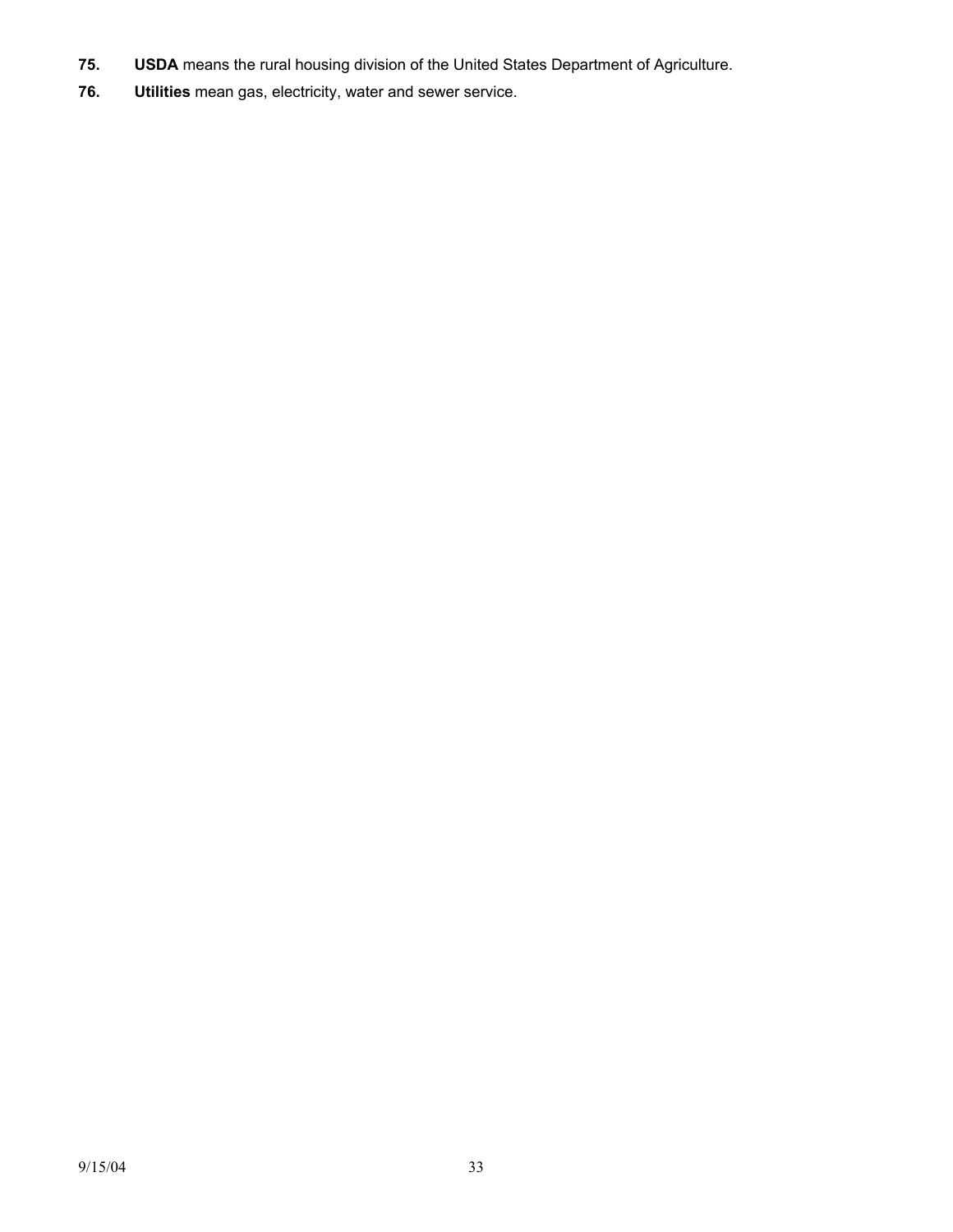**75.** **USDA** means the rural housing division of the United States Department of Agriculture.

**76.** **Utilities** mean gas, electricity, water and sewer service.